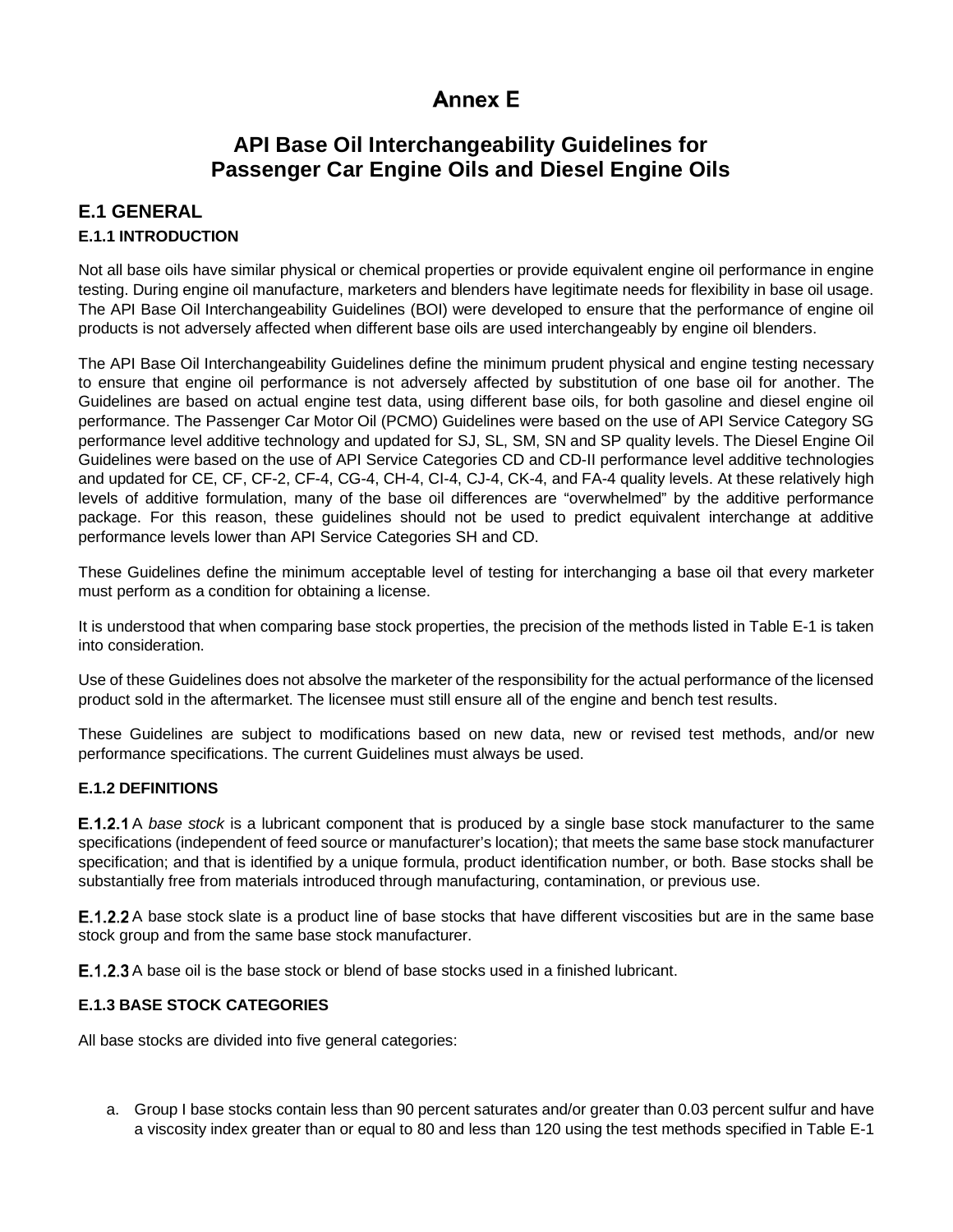# Annex E

## API Base Oil Interchangeability Guidelines for Passenger Car Engine Oils and Diesel Engine Oils

## E.1 GENERAL

### E.1.1 INTRODUCTION

Not all base oils have similar physical or chemical properties or provide equivalent engine oil performance in engine testing. During engine oil manufacture, marketers and blenders have legitimate needs for flexibility in base oil usage. The API Base Oil Interchangeability Guidelines (BOI) were developed to ensure that the performance of engine oil products is not adversely affected when different base oils are used interchangeably by engine oil blenders.

The API Base Oil Interchangeability Guidelines define the minimum prudent physical and engine testing necessary to ensure that engine oil performance is not adversely affected by substitution of one base oil for another. The Guidelines are based on actual engine test data, using different base oils, for both gasoline and diesel engine oil performance. The Passenger Car Motor Oil (PCMO) Guidelines were based on the use of API Service Category SG performance level additive technology and updated for SJ, SL, SM, SN and SP quality levels. The Diesel Engine Oil Guidelines were based on the use of API Service Categories CD and CD-II performance level additive technologies and updated for CE, CF, CF-2, CF-4, CG-4, CH-4, CI-4, CJ-4, CK-4, and FA-4 quality levels. At these relatively high levels of additive formulation, many of the base oil differences are "overwhelmed" by the additive performance package. For this reason, these guidelines should not be used to predict equivalent interchange at additive performance levels lower than API Service Categories SH and CD.

These Guidelines define the minimum acceptable level of testing for interchanging a base oil that every marketer must perform as a condition for obtaining a license.

It is understood that when comparing base stock properties, the precision of the methods listed in Table E-1 is taken into consideration.

Use of these Guidelines does not absolve the marketer of the responsibility for the actual performance of the licensed product sold in the aftermarket. The licensee must still ensure all of the engine and bench test results.

These Guidelines are subject to modifications based on new data, new or revised test methods, and/or new performance specifications. The current Guidelines must always be used.

### E.1.2 DEFINITIONS

**E.1.2.1** A *base stock* is a lubricant component that is produced by a single base stock manufacturer to the same specifications (independent of feed source or manufacturer's location); that meets the same base stock manufacturer specification; and that is identified by a unique formula, product identification number, or both. Base stocks shall be substantially free from materials introduced through manufacturing, contamination, or previous use.

**E.1.2.2** A base stock slate is a product line of base stocks that have different viscosities but are in the same base stock group and from the same base stock manufacturer.

**E.1.2.3** A base oil is the base stock or blend of base stocks used in a finished lubricant.

### E.1.3 BASE STOCK CATEGORIES

All base stocks are divided into five general categories:

a. Group I base stocks contain less than 90 percent saturates and/or greater than 0.03 percent sulfur and have a viscosity index greater than or equal to 80 and less than 120 using the test methods specified in Table E-1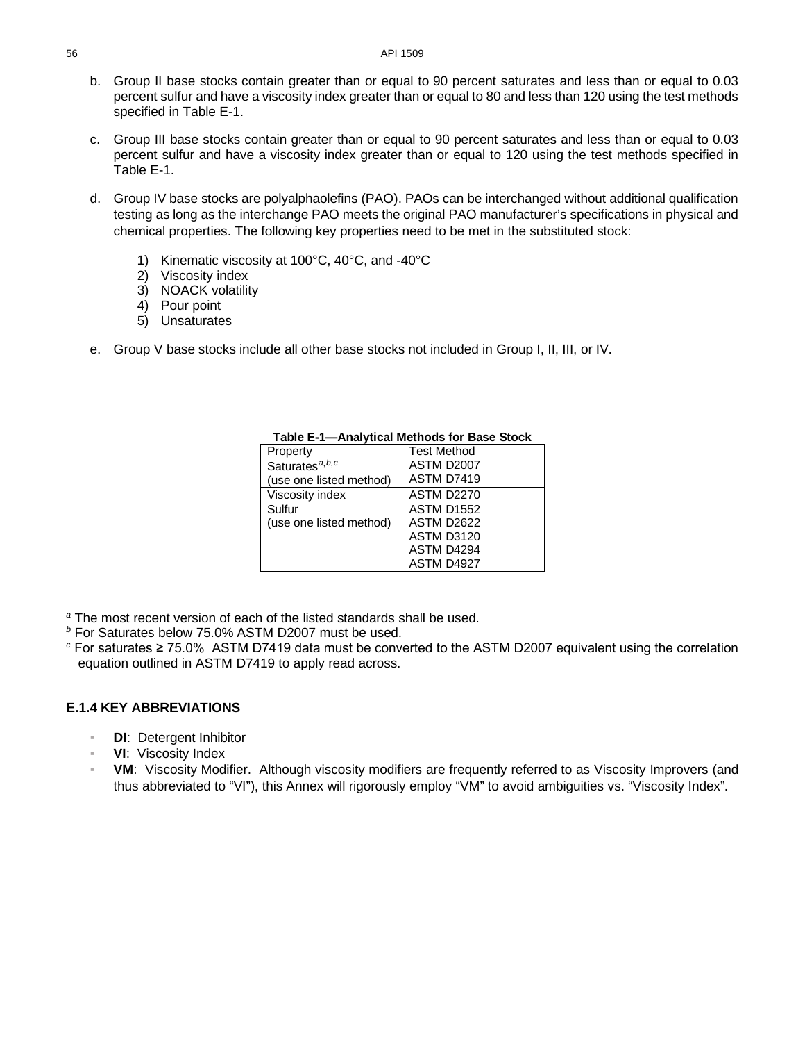b. Group II base stocks contain greater than or equal to 90 percent saturates and less than or equal to 0.03 percent sulfur and have a viscosity index greater than or equal to 80 and less than 120 using the test methods specified in Table E-1.

c. Group III base stocks contain greater than or equal to 90 percent saturates and less than or equal to 0.03 percent sulfur and have a viscosity index greater than or equal to 120 using the test methods specified in Table E-1.

d. Group IV base stocks are polyalphaolefins (PAO). PAOs can be interchanged without additional qualification testing as long as the interchange PAO meets the original PAO manufacturer's specifications in physical and chemical properties. The following key properties need to be met in the substituted stock:

   1) Kinematic viscosity at 100°C, 40°C, and -40°C
   2) Viscosity index
   3) NOACK volatility
   4) Pour point
   5) Unsaturates

e. Group V base stocks include all other base stocks not included in Group I, II, III, or IV.

**Table E-1—Analytical Methods for Base Stock**

| Property | Test Method |
|---|---|
| Saturates[a,b,c] (use one listed method) | ASTM D2007<br>ASTM D7419 |
| Viscosity index | ASTM D2270 |
| Sulfur (use one listed method) | ASTM D1552<br>ASTM D2622<br>ASTM D3120<br>ASTM D4294<br>ASTM D4927 |

[a] The most recent version of each of the listed standards shall be used.
[b] For Saturates below 75.0% ASTM D2007 must be used.
[c] For saturates ≥ 75.0% ASTM D7419 data must be converted to the ASTM D2007 equivalent using the correlation equation outlined in ASTM D7419 to apply read across.

### E.1.4 KEY ABBREVIATIONS

- **DI**: Detergent Inhibitor
- **VI**: Viscosity Index
- **VM**: Viscosity Modifier. Although viscosity modifiers are frequently referred to as Viscosity Improvers (and thus abbreviated to "VI"), this Annex will rigorously employ "VM" to avoid ambiguities vs. "Viscosity Index".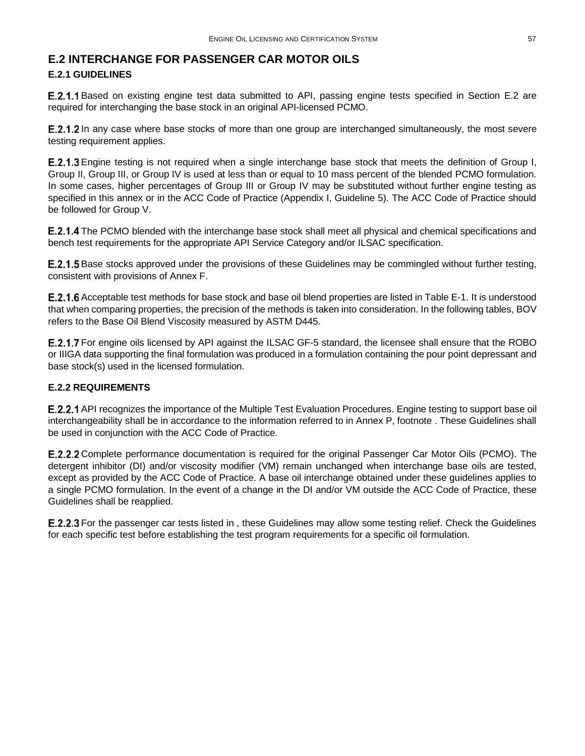## E.2 INTERCHANGE FOR PASSENGER CAR MOTOR OILS

### E.2.1 GUIDELINES

**E.2.1.1** Based on existing engine test data submitted to API, passing engine tests specified in Section E.2 are required for interchanging the base stock in an original API-licensed PCMO.

**E.2.1.2** In any case where base stocks of more than one group are interchanged simultaneously, the most severe testing requirement applies.

**E.2.1.3** Engine testing is not required when a single interchange base stock that meets the definition of Group I, Group II, Group III, or Group IV is used at less than or equal to 10 mass percent of the blended PCMO formulation. In some cases, higher percentages of Group III or Group IV may be substituted without further engine testing as specified in this annex or in the ACC Code of Practice (Appendix I, Guideline 5). The ACC Code of Practice should be followed for Group V.

**E.2.1.4** The PCMO blended with the interchange base stock shall meet all physical and chemical specifications and bench test requirements for the appropriate API Service Category and/or ILSAC specification.

**E.2.1.5** Base stocks approved under the provisions of these Guidelines may be commingled without further testing, consistent with provisions of Annex F.

**E.2.1.6** Acceptable test methods for base stock and base oil blend properties are listed in Table E-1. It is understood that when comparing properties, the precision of the methods is taken into consideration. In the following tables, BOV refers to the Base Oil Blend Viscosity measured by ASTM D445.

**E.2.1.7** For engine oils licensed by API against the ILSAC GF-5 standard, the licensee shall ensure that the ROBO or IIIGA data supporting the final formulation was produced in a formulation containing the pour point depressant and base stock(s) used in the licensed formulation.

### E.2.2 REQUIREMENTS

**E.2.2.1** API recognizes the importance of the Multiple Test Evaluation Procedures. Engine testing to support base oil interchangeability shall be in accordance to the information referred to in Annex P, footnote . These Guidelines shall be used in conjunction with the ACC Code of Practice.

**E.2.2.2** Complete performance documentation is required for the original Passenger Car Motor Oils (PCMO). The detergent inhibitor (DI) and/or viscosity modifier (VM) remain unchanged when interchange base oils are tested, except as provided by the ACC Code of Practice. A base oil interchange obtained under these guidelines applies to a single PCMO formulation. In the event of a change in the DI and/or VM outside the ACC Code of Practice, these Guidelines shall be reapplied.

**E.2.2.3** For the passenger car tests listed in , these Guidelines may allow some testing relief. Check the Guidelines for each specific test before establishing the test program requirements for a specific oil formulation.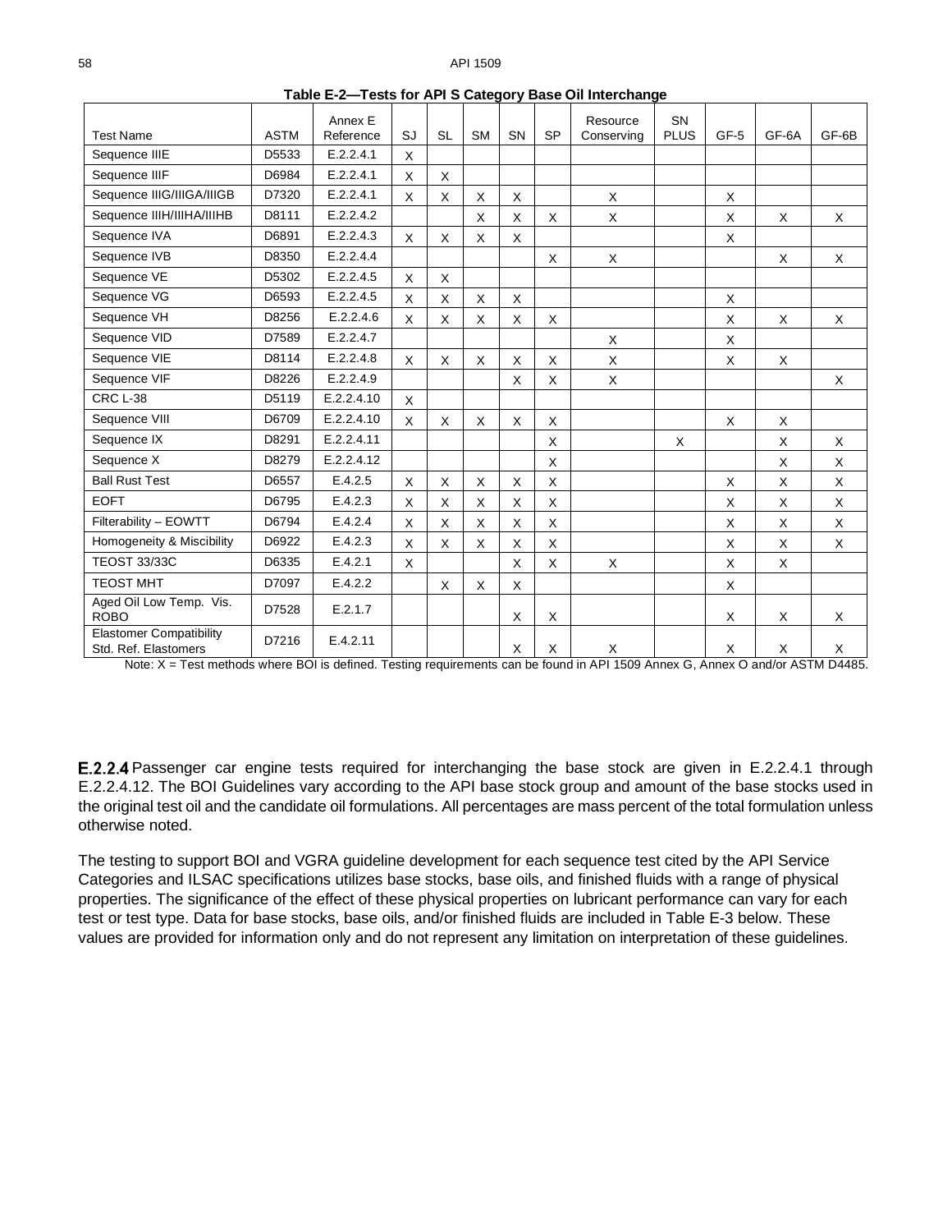**Table E-2—Tests for API S Category Base Oil Interchange**

| Test Name | ASTM | Annex E Reference | SJ | SL | SM | SN | SP | Resource Conserving | SN PLUS | GF-5 | GF-6A | GF-6B |
|---|---|---|---|---|---|---|---|---|---|---|---|---|
| Sequence IIIE | D5533 | E.2.2.4.1 | X | | | | | | | | | |
| Sequence IIIF | D6984 | E.2.2.4.1 | X | X | | | | | | | | |
| Sequence IIIG/IIIGA/IIIGB | D7320 | E.2.2.4.1 | X | X | X | X | | X | | X | | |
| Sequence IIIH/IIIHA/IIIHB | D8111 | E.2.2.4.2 | | | X | X | X | X | | X | X | X |
| Sequence IVA | D6891 | E.2.2.4.3 | X | X | X | X | | | | X | | |
| Sequence IVB | D8350 | E.2.2.4.4 | | | | | X | X | | | X | X |
| Sequence VE | D5302 | E.2.2.4.5 | X | X | | | | | | | | |
| Sequence VG | D6593 | E.2.2.4.5 | X | X | X | X | | | | X | | |
| Sequence VH | D8256 | E.2.2.4.6 | X | X | X | X | X | | | X | X | X |
| Sequence VID | D7589 | E.2.2.4.7 | | | | | | X | | X | | |
| Sequence VIE | D8114 | E.2.2.4.8 | X | X | X | X | X | X | | X | X | |
| Sequence VIF | D8226 | E.2.2.4.9 | | | | X | X | X | | | | X |
| CRC L-38 | D5119 | E.2.2.4.10 | X | | | | | | | | | |
| Sequence VIII | D6709 | E.2.2.4.10 | X | X | X | X | X | | | X | X | |
| Sequence IX | D8291 | E.2.2.4.11 | | | | | X | | X | | X | X |
| Sequence X | D8279 | E.2.2.4.12 | | | | | X | | | | X | X |
| Ball Rust Test | D6557 | E.4.2.5 | X | X | X | X | X | | | X | X | X |
| EOFT | D6795 | E.4.2.3 | X | X | X | X | X | | | X | X | X |
| Filterability – EOWTT | D6794 | E.4.2.4 | X | X | X | X | X | | | X | X | X |
| Homogeneity & Miscibility | D6922 | E.4.2.3 | X | X | X | X | X | | | X | X | X |
| TEOST 33/33C | D6335 | E.4.2.1 | X | | | X | X | X | | X | X | |
| TEOST MHT | D7097 | E.4.2.2 | | X | X | X | | | | X | | |
| Aged Oil Low Temp. Vis. ROBO | D7528 | E.2.1.7 | | | | X | X | | | X | X | X |
| Elastomer Compatibility Std. Ref. Elastomers | D7216 | E.4.2.11 | | | | X | X | X | | X | X | X |

Note: X = Test methods where BOI is defined. Testing requirements can be found in API 1509 Annex G, Annex O and/or ASTM D4485.

**E.2.2.4** Passenger car engine tests required for interchanging the base stock are given in E.2.2.4.1 through E.2.2.4.12. The BOI Guidelines vary according to the API base stock group and amount of the base stocks used in the original test oil and the candidate oil formulations. All percentages are mass percent of the total formulation unless otherwise noted.

The testing to support BOI and VGRA guideline development for each sequence test cited by the API Service Categories and ILSAC specifications utilizes base stocks, base oils, and finished fluids with a range of physical properties. The significance of the effect of these physical properties on lubricant performance can vary for each test or test type. Data for base stocks, base oils, and/or finished fluids are included in Table E-3 below. These values are provided for information only and do not represent any limitation on interpretation of these guidelines.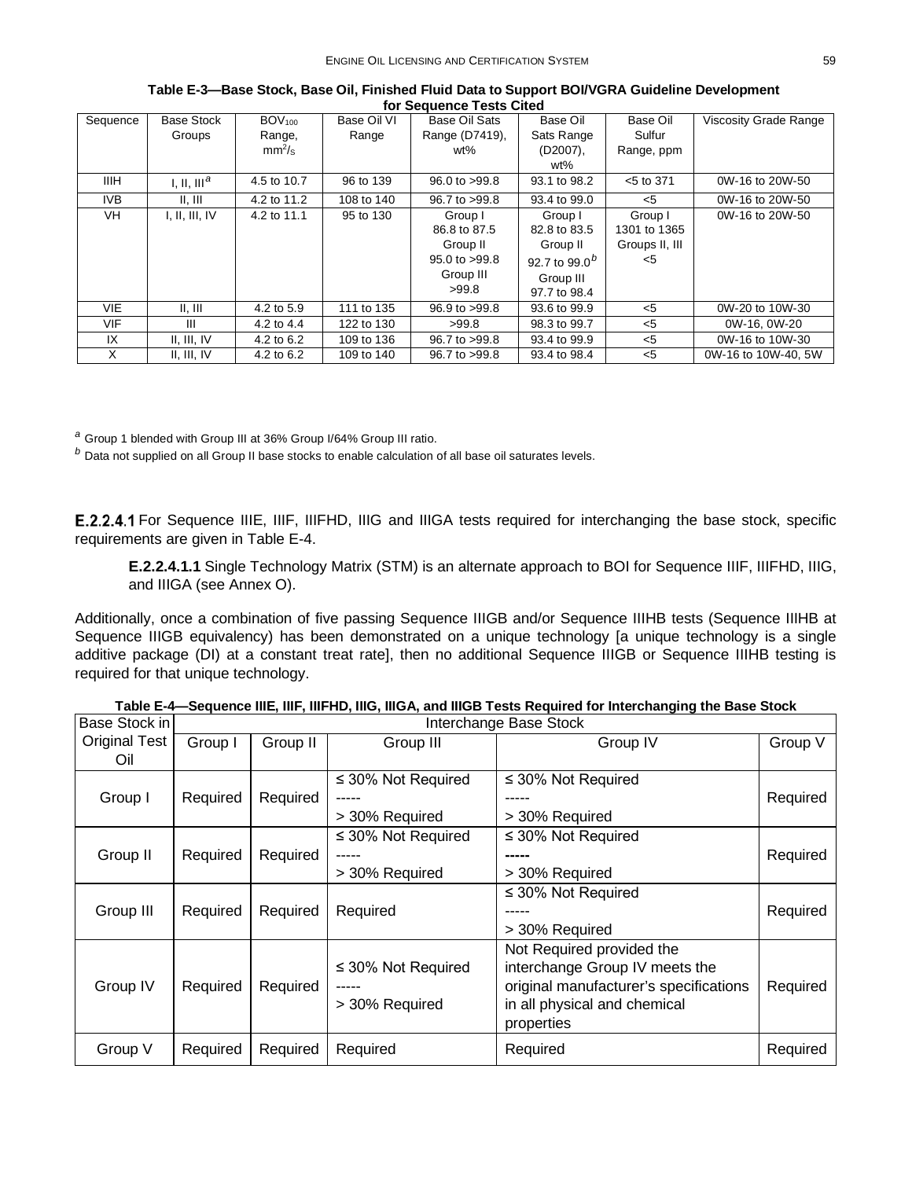**Table E-3—Base Stock, Base Oil, Finished Fluid Data to Support BOI/VGRA Guideline Development for Sequence Tests Cited**

| Sequence | Base Stock Groups | $BOV_{100}$ Range, $mm^2/s$ | Base Oil VI Range | Base Oil Sats Range (D7419), wt% | Base Oil Sats Range (D2007), wt% | Base Oil Sulfur Range, ppm | Viscosity Grade Range |
|---|---|---|---|---|---|---|---|
| IIIH | I, II, III[a] | 4.5 to 10.7 | 96 to 139 | 96.0 to >99.8 | 93.1 to 98.2 | <5 to 371 | 0W-16 to 20W-50 |
| IVB | II, III | 4.2 to 11.2 | 108 to 140 | 96.7 to >99.8 | 93.4 to 99.0 | <5 | 0W-16 to 20W-50 |
| VH | I, II, III, IV | 4.2 to 11.1 | 95 to 130 | Group I 86.8 to 87.5 Group II 95.0 to >99.8 Group III >99.8 | Group I 82.8 to 83.5 Group II 92.7 to 99.0[b] Group III 97.7 to 98.4 | Group I 1301 to 1365 Groups II, III <5 | 0W-16 to 20W-50 |
| VIE | II, III | 4.2 to 5.9 | 111 to 135 | 96.9 to >99.8 | 93.6 to 99.9 | <5 | 0W-20 to 10W-30 |
| VIF | III | 4.2 to 4.4 | 122 to 130 | >99.8 | 98.3 to 99.7 | <5 | 0W-16, 0W-20 |
| IX | II, III, IV | 4.2 to 6.2 | 109 to 136 | 96.7 to >99.8 | 93.4 to 99.9 | <5 | 0W-16 to 10W-30 |
| X | II, III, IV | 4.2 to 6.2 | 109 to 140 | 96.7 to >99.8 | 93.4 to 98.4 | <5 | 0W-16 to 10W-40, 5W |

[a] Group 1 blended with Group III at 36% Group I/64% Group III ratio.

[b] Data not supplied on all Group II base stocks to enable calculation of all base oil saturates levels.

**E.2.2.4.1** For Sequence IIIE, IIIF, IIIFHD, IIIG and IIIGA tests required for interchanging the base stock, specific requirements are given in Table E-4.

> **E.2.2.4.1.1** Single Technology Matrix (STM) is an alternate approach to BOI for Sequence IIIF, IIIFHD, IIIG, and IIIGA (see Annex O).

Additionally, once a combination of five passing Sequence IIIGB and/or Sequence IIIHB tests (Sequence IIIHB at Sequence IIIGB equivalency) has been demonstrated on a unique technology [a unique technology is a single additive package (DI) at a constant treat rate], then no additional Sequence IIIGB or Sequence IIIHB testing is required for that unique technology.

**Table E-4—Sequence IIIE, IIIF, IIIFHD, IIIG, IIIGA, and IIIGB Tests Required for Interchanging the Base Stock**

| Base Stock in Original Test Oil | Interchange Base Stock | | | | |
|---|---|---|---|---|---|
| | Group I | Group II | Group III | Group IV | Group V |
| Group I | Required | Required | ≤ 30% Not Required ----- > 30% Required | ≤ 30% Not Required ----- > 30% Required | Required |
| Group II | Required | Required | ≤ 30% Not Required ----- > 30% Required | ≤ 30% Not Required ----- > 30% Required | Required |
| Group III | Required | Required | Required | ≤ 30% Not Required ----- > 30% Required | Required |
| Group IV | Required | Required | ≤ 30% Not Required ----- > 30% Required | Not Required provided the interchange Group IV meets the original manufacturer's specifications in all physical and chemical properties | Required |
| Group V | Required | Required | Required | Required | Required |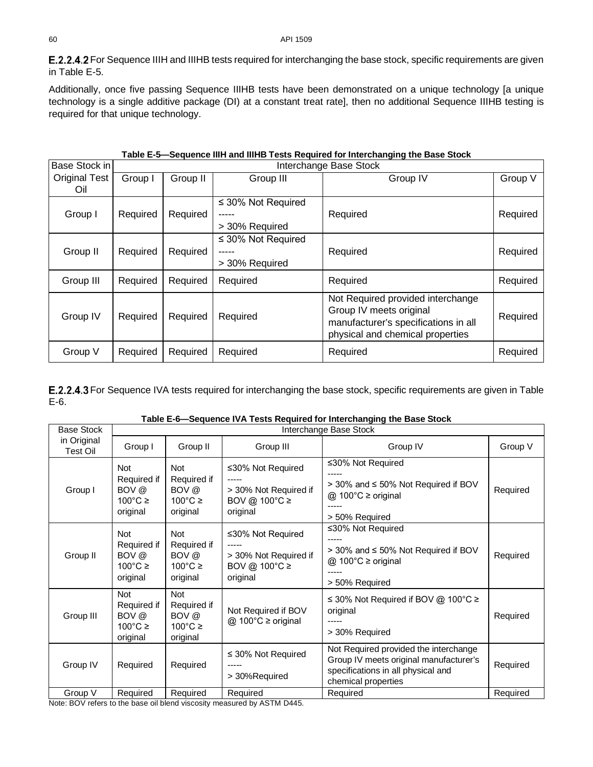**E.2.2.4.2** For Sequence IIIH and IIIHB tests required for interchanging the base stock, specific requirements are given in Table E-5.

Additionally, once five passing Sequence IIIHB tests have been demonstrated on a unique technology [a unique technology is a single additive package (DI) at a constant treat rate], then no additional Sequence IIIHB testing is required for that unique technology.

**Table E-5—Sequence IIIH and IIIHB Tests Required for Interchanging the Base Stock**

| Base Stock in Original Test Oil | Interchange Base Stock | | | | |
|---|---|---|---|---|---|
| | Group I | Group II | Group III | Group IV | Group V |
| Group I | Required | Required | ≤ 30% Not Required<br>-----<br>> 30% Required | Required | Required |
| Group II | Required | Required | ≤ 30% Not Required<br>-----<br>> 30% Required | Required | Required |
| Group III | Required | Required | Required | Required | Required |
| Group IV | Required | Required | Required | Not Required provided interchange Group IV meets original manufacturer's specifications in all physical and chemical properties | Required |
| Group V | Required | Required | Required | Required | Required |

**E.2.2.4.3** For Sequence IVA tests required for interchanging the base stock, specific requirements are given in Table E-6.

**Table E-6—Sequence IVA Tests Required for Interchanging the Base Stock**

| Base Stock in Original Test Oil | Interchange Base Stock | | | | |
|---|---|---|---|---|---|
| | Group I | Group II | Group III | Group IV | Group V |
| Group I | Not Required if BOV @ 100°C ≥ original | Not Required if BOV @ 100°C ≥ original | ≤30% Not Required<br>-----<br>> 30% Not Required if BOV @ 100°C ≥ original | ≤30% Not Required<br>-----<br>> 30% and ≤ 50% Not Required if BOV @ 100°C ≥ original<br>-----<br>> 50% Required | Required |
| Group II | Not Required if BOV @ 100°C ≥ original | Not Required if BOV @ 100°C ≥ original | ≤30% Not Required<br>-----<br>> 30% Not Required if BOV @ 100°C ≥ original | ≤30% Not Required<br>-----<br>> 30% and ≤ 50% Not Required if BOV @ 100°C ≥ original<br>-----<br>> 50% Required | Required |
| Group III | Not Required if BOV @ 100°C ≥ original | Not Required if BOV @ 100°C ≥ original | Not Required if BOV @ 100°C ≥ original | ≤ 30% Not Required if BOV @ 100°C ≥ original<br>-----<br>> 30% Required | Required |
| Group IV | Required | Required | ≤ 30% Not Required<br>-----<br>> 30%Required | Not Required provided the interchange Group IV meets original manufacturer's specifications in all physical and chemical properties | Required |
| Group V | Required | Required | Required | Required | Required |

Note: BOV refers to the base oil blend viscosity measured by ASTM D445.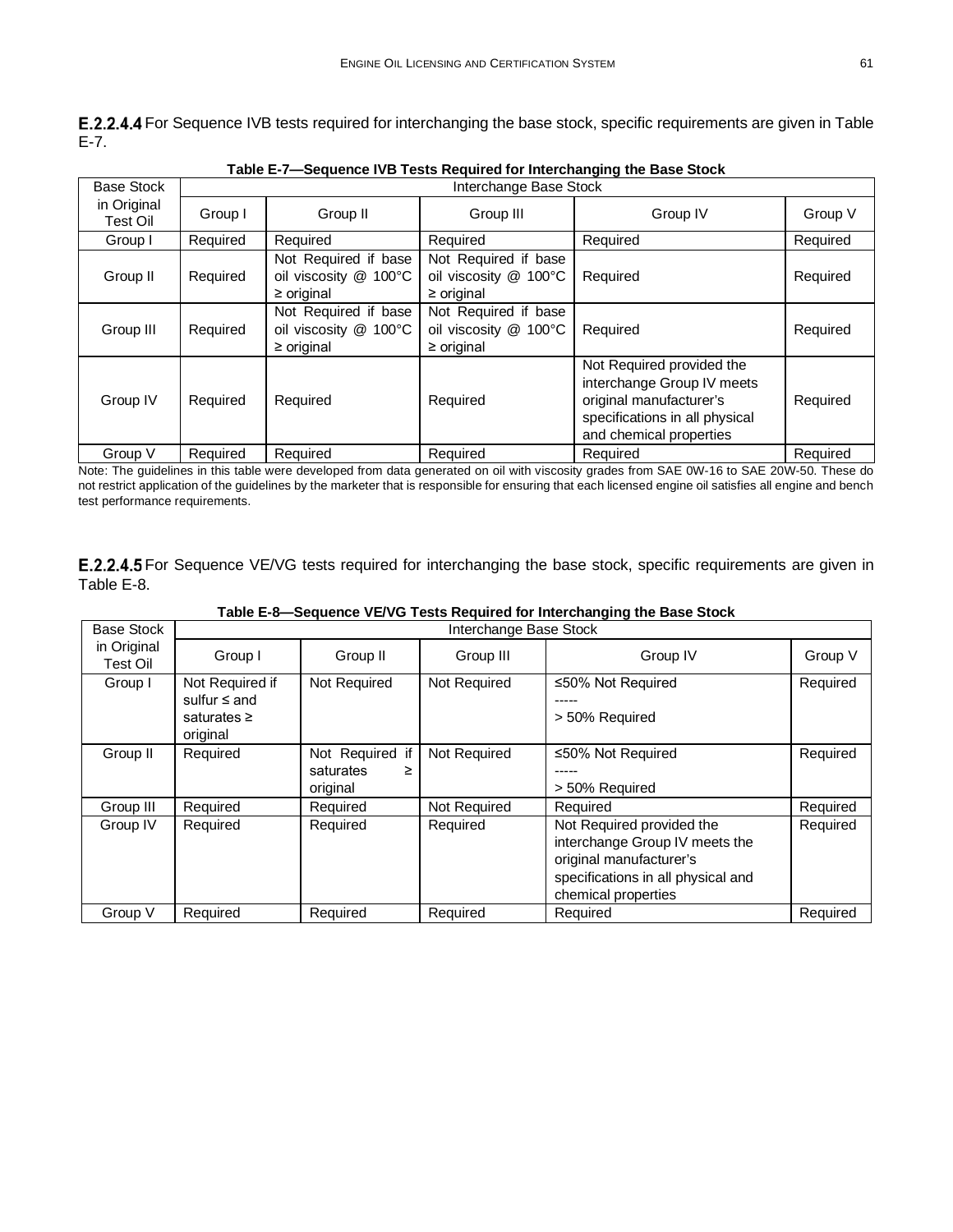**E.2.2.4.4** For Sequence IVB tests required for interchanging the base stock, specific requirements are given in Table E-7.

**Table E-7—Sequence IVB Tests Required for Interchanging the Base Stock**

| Base Stock in Original Test Oil | Interchange Base Stock | | | | |
|---|---|---|---|---|---|
| | Group I | Group II | Group III | Group IV | Group V |
| Group I | Required | Required | Required | Required | Required |
| Group II | Required | Not Required if base oil viscosity @ 100°C ≥ original | Not Required if base oil viscosity @ 100°C ≥ original | Required | Required |
| Group III | Required | Not Required if base oil viscosity @ 100°C ≥ original | Not Required if base oil viscosity @ 100°C ≥ original | Required | Required |
| Group IV | Required | Required | Required | Not Required provided the interchange Group IV meets original manufacturer's specifications in all physical and chemical properties | Required |
| Group V | Required | Required | Required | Required | Required |

Note: The guidelines in this table were developed from data generated on oil with viscosity grades from SAE 0W-16 to SAE 20W-50. These do not restrict application of the guidelines by the marketer that is responsible for ensuring that each licensed engine oil satisfies all engine and bench test performance requirements.

**E.2.2.4.5** For Sequence VE/VG tests required for interchanging the base stock, specific requirements are given in Table E-8.

**Table E-8—Sequence VE/VG Tests Required for Interchanging the Base Stock**

| Base Stock in Original Test Oil | Interchange Base Stock | | | | |
|---|---|---|---|---|---|
| | Group I | Group II | Group III | Group IV | Group V |
| Group I | Not Required if sulfur ≤ and saturates ≥ original | Not Required | Not Required | ≤50% Not Required<br>-----<br>> 50% Required | Required |
| Group II | Required | Not Required if saturates ≥ original | Not Required | ≤50% Not Required<br>-----<br>> 50% Required | Required |
| Group III | Required | Required | Not Required | Required | Required |
| Group IV | Required | Required | Required | Not Required provided the interchange Group IV meets the original manufacturer's specifications in all physical and chemical properties | Required |
| Group V | Required | Required | Required | Required | Required |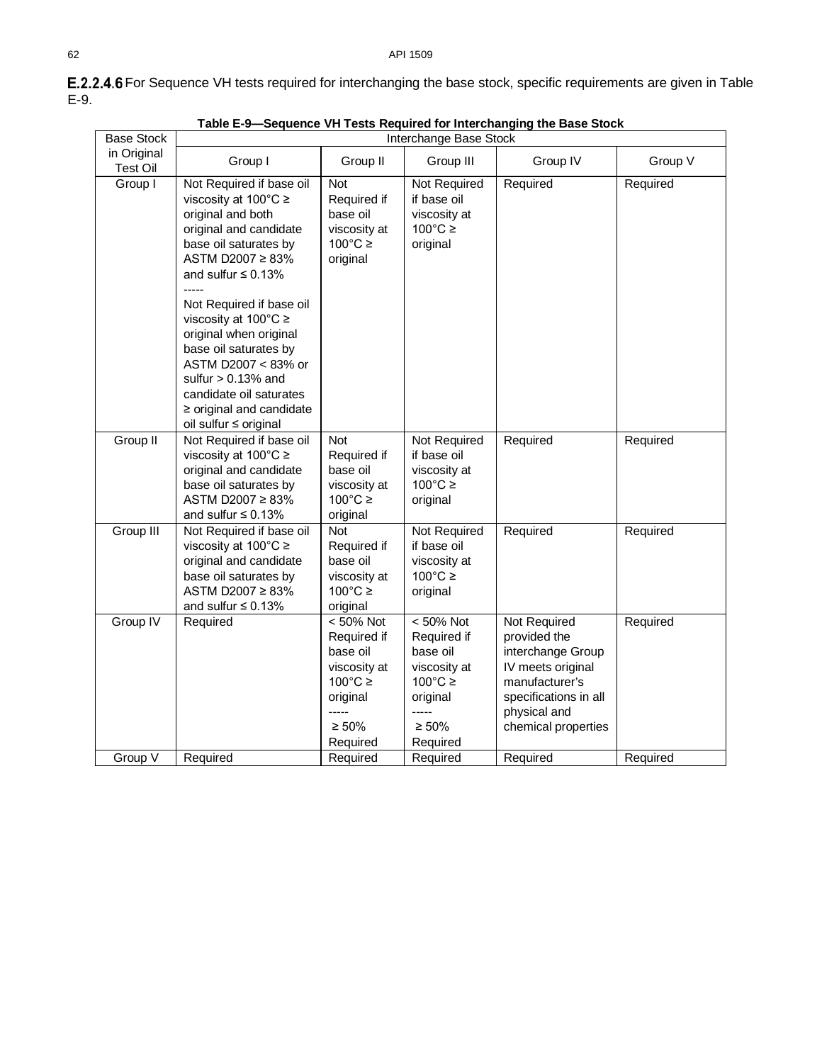**E.2.2.4.6** For Sequence VH tests required for interchanging the base stock, specific requirements are given in Table E-9.

**Table E-9—Sequence VH Tests Required for Interchanging the Base Stock**

| Base Stock in Original Test Oil | Interchange Base Stock | | | | |
|---|---|---|---|---|---|
| | Group I | Group II | Group III | Group IV | Group V |
| Group I | Not Required if base oil viscosity at 100°C ≥ original and both original and candidate base oil saturates by ASTM D2007 ≥ 83% and sulfur ≤ 0.13%<br>-----<br>Not Required if base oil viscosity at 100°C ≥ original when original base oil saturates by ASTM D2007 < 83% or sulfur > 0.13% and candidate oil saturates ≥ original and candidate oil sulfur ≤ original | Not Required if base oil viscosity at 100°C ≥ original | Not Required if base oil viscosity at 100°C ≥ original | Required | Required |
| Group II | Not Required if base oil viscosity at 100°C ≥ original and candidate base oil saturates by ASTM D2007 ≥ 83% and sulfur ≤ 0.13% | Not Required if base oil viscosity at 100°C ≥ original | Not Required if base oil viscosity at 100°C ≥ original | Required | Required |
| Group III | Not Required if base oil viscosity at 100°C ≥ original and candidate base oil saturates by ASTM D2007 ≥ 83% and sulfur ≤ 0.13% | Not Required if base oil viscosity at 100°C ≥ original | Not Required if base oil viscosity at 100°C ≥ original | Required | Required |
| Group IV | Required | < 50% Not Required if base oil viscosity at 100°C ≥ original<br>-----<br>≥ 50% Required | < 50% Not Required if base oil viscosity at 100°C ≥ original<br>-----<br>≥ 50% Required | Not Required provided the interchange Group IV meets original manufacturer's specifications in all physical and chemical properties | Required |
| Group V | Required | Required | Required | Required | Required |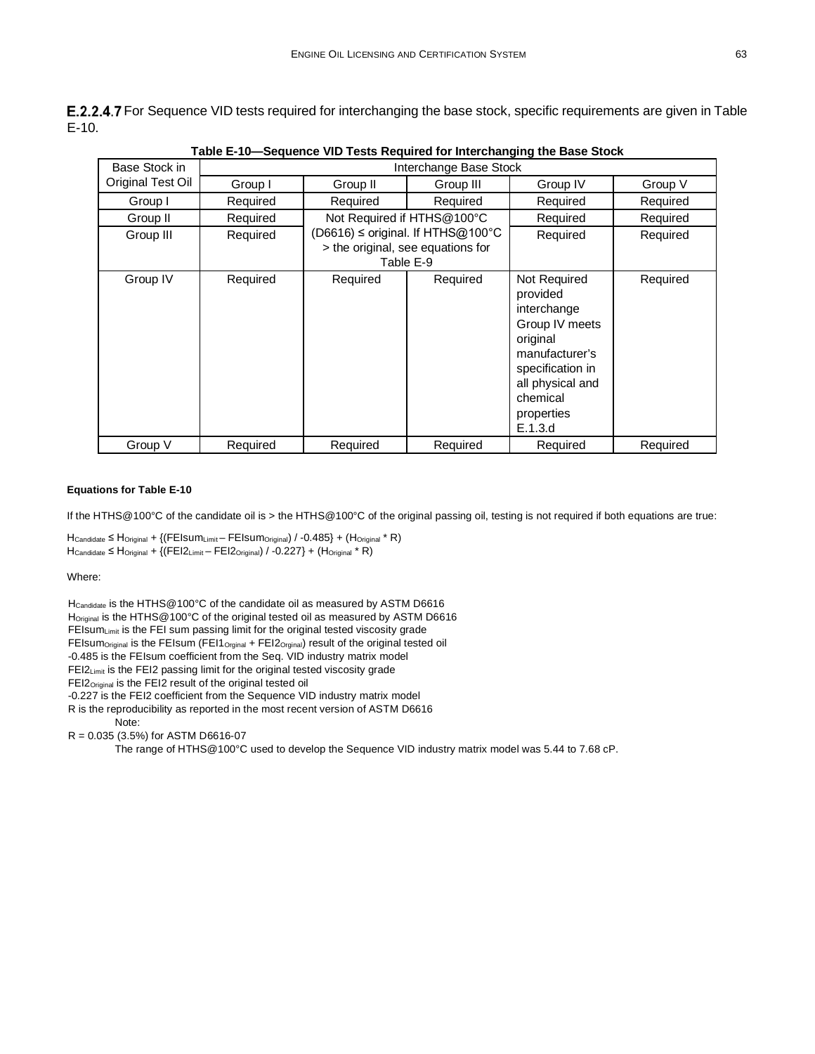**E.2.2.4.7** For Sequence VID tests required for interchanging the base stock, specific requirements are given in Table E-10.

**Table E-10—Sequence VID Tests Required for Interchanging the Base Stock**

| Base Stock in Original Test Oil | Interchange Base Stock | | | | |
|---|---|---|---|---|---|
| | Group I | Group II | Group III | Group IV | Group V |
| Group I | Required | Required | Required | Required | Required |
| Group II | Required | Not Required if HTHS@100°C (D6616) ≤ original. If HTHS@100°C > the original, see equations for Table E-9 | | Required | Required |
| Group III | Required | | | Required | Required |
| Group IV | Required | Required | Required | Not Required provided interchange Group IV meets original manufacturer's specification in all physical and chemical properties E.1.3.d | Required |
| Group V | Required | Required | Required | Required | Required |

**Equations for Table E-10**

If the HTHS@100°C of the candidate oil is > the HTHS@100°C of the original passing oil, testing is not required if both equations are true:

$$H_{Candidate} \leq H_{Original} + \{(FEIsum_{Limit} - FEIsum_{Original}) / -0.485\} + (H_{Original} * R)$$

$$H_{Candidate} \leq H_{Original} + \{(FEI2_{Limit} - FEI2_{Original}) / -0.227\} + (H_{Original} * R)$$

Where:

$H_{Candidate}$ is the HTHS@100°C of the candidate oil as measured by ASTM D6616
$H_{Original}$ is the HTHS@100°C of the original tested oil as measured by ASTM D6616
$FEIsum_{Limit}$ is the FEI sum passing limit for the original tested viscosity grade
$FEIsum_{Original}$ is the FEIsum ($FEI1_{Orginal}$ + $FEI2_{Orginal}$) result of the original tested oil
-0.485 is the FEIsum coefficient from the Seq. VID industry matrix model
$FEI2_{Limit}$ is the FEI2 passing limit for the original tested viscosity grade
$FEI2_{Original}$ is the FEI2 result of the original tested oil
-0.227 is the FEI2 coefficient from the Sequence VID industry matrix model
R is the reproducibility as reported in the most recent version of ASTM D6616

Note:

R = 0.035 (3.5%) for ASTM D6616-07

The range of HTHS@100°C used to develop the Sequence VID industry matrix model was 5.44 to 7.68 cP.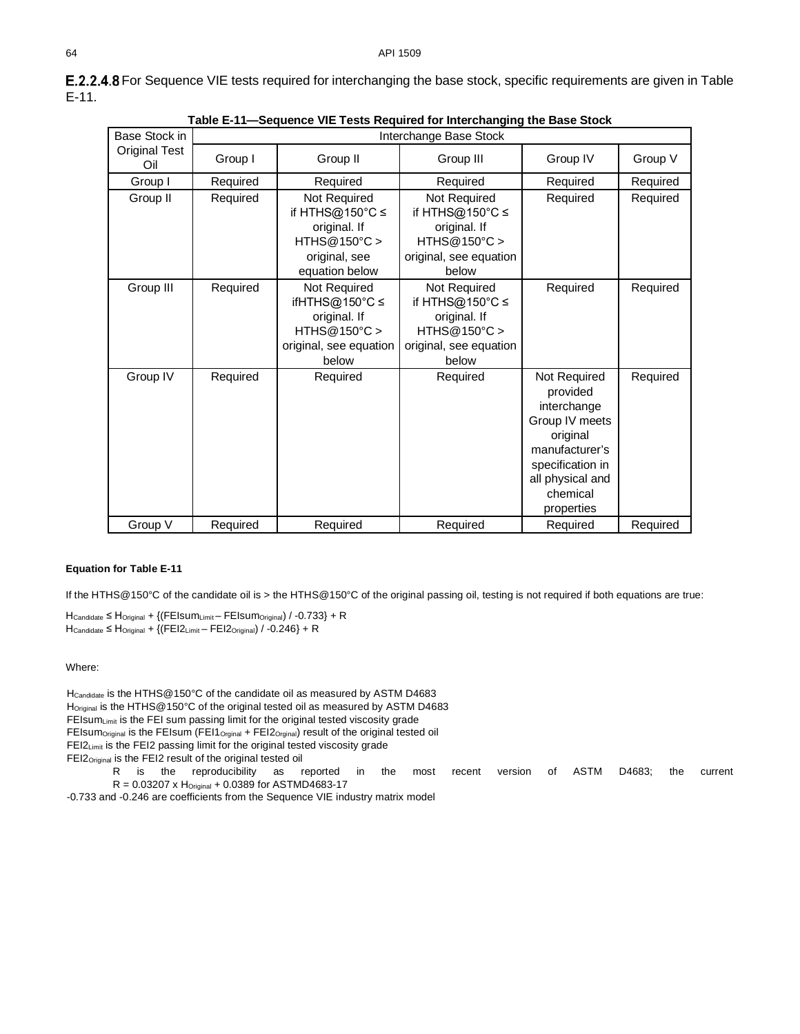**E.2.2.4.8** For Sequence VIE tests required for interchanging the base stock, specific requirements are given in Table E-11.

**Table E-11—Sequence VIE Tests Required for Interchanging the Base Stock**

| Base Stock in Original Test Oil | Interchange Base Stock | | | | |
|---|---|---|---|---|---|
| | Group I | Group II | Group III | Group IV | Group V |
| Group I | Required | Required | Required | Required | Required |
| Group II | Required | Not Required if HTHS@150°C ≤ original. If HTHS@150°C > original, see equation below | Not Required if HTHS@150°C ≤ original. If HTHS@150°C > original, see equation below | Required | Required |
| Group III | Required | Not Required ifHTHS@150°C ≤ original. If HTHS@150°C > original, see equation below | Not Required if HTHS@150°C ≤ original. If HTHS@150°C > original, see equation below | Required | Required |
| Group IV | Required | Required | Required | Not Required provided interchange Group IV meets original manufacturer's specification in all physical and chemical properties | Required |
| Group V | Required | Required | Required | Required | Required |

**Equation for Table E-11**

If the HTHS@150°C of the candidate oil is > the HTHS@150°C of the original passing oil, testing is not required if both equations are true:

$H_{Candidate} \leq H_{Original} + \{(FEIsum_{Limit} - FEIsum_{Original}) / -0.733\} + R$

$H_{Candidate} \leq H_{Original} + \{(FEI2_{Limit} - FEI2_{Original}) / -0.246\} + R$

Where:

$H_{Candidate}$ is the HTHS@150°C of the candidate oil as measured by ASTM D4683

$H_{Original}$ is the HTHS@150°C of the original tested oil as measured by ASTM D4683

$FEIsum_{Limit}$ is the FEI sum passing limit for the original tested viscosity grade

$FEIsum_{Original}$ is the FEIsum ($FEI1_{Orginal}$ + $FEI2_{Orginal}$) result of the original tested oil

$FEI2_{Limit}$ is the FEI2 passing limit for the original tested viscosity grade

$FEI2_{Original}$ is the FEI2 result of the original tested oil

R is the reproducibility as reported in the most recent version of ASTM D4683; the current $R = 0.03207 \times H_{Original} + 0.0389$ for ASTMD4683-17

-0.733 and -0.246 are coefficients from the Sequence VIE industry matrix model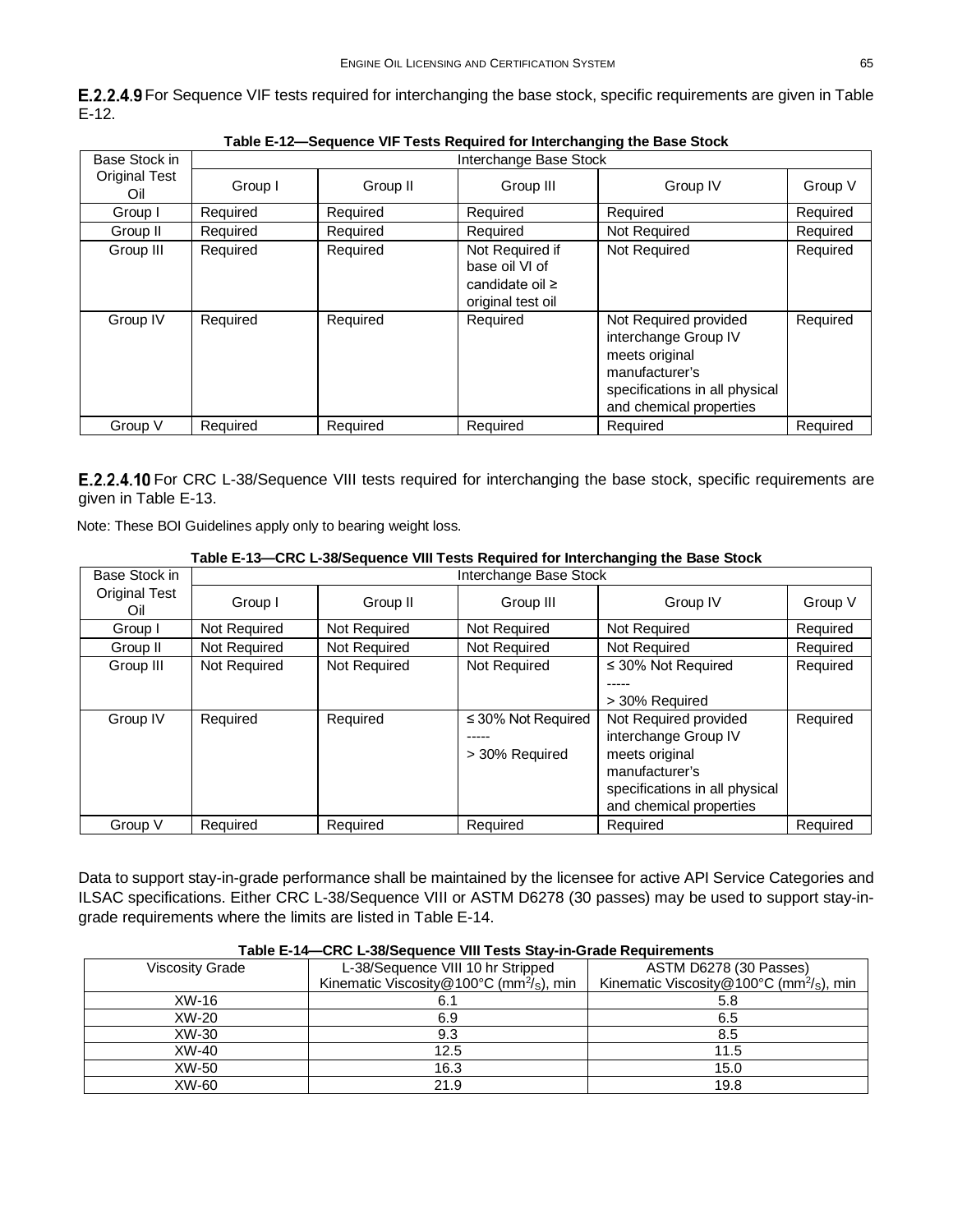**E.2.2.4.9** For Sequence VIF tests required for interchanging the base stock, specific requirements are given in Table E-12.

**Table E-12—Sequence VIF Tests Required for Interchanging the Base Stock**

| Base Stock in Original Test Oil | Interchange Base Stock | | | | |
|---|---|---|---|---|---|
| | Group I | Group II | Group III | Group IV | Group V |
| Group I | Required | Required | Required | Required | Required |
| Group II | Required | Required | Required | Not Required | Required |
| Group III | Required | Required | Not Required if base oil VI of candidate oil ≥ original test oil | Not Required | Required |
| Group IV | Required | Required | Required | Not Required provided interchange Group IV meets original manufacturer's specifications in all physical and chemical properties | Required |
| Group V | Required | Required | Required | Required | Required |

**E.2.2.4.10** For CRC L-38/Sequence VIII tests required for interchanging the base stock, specific requirements are given in Table E-13.

Note: These BOI Guidelines apply only to bearing weight loss.

**Table E-13—CRC L-38/Sequence VIII Tests Required for Interchanging the Base Stock**

| Base Stock in Original Test Oil | Interchange Base Stock | | | | |
|---|---|---|---|---|---|
| | Group I | Group II | Group III | Group IV | Group V |
| Group I | Not Required | Not Required | Not Required | Not Required | Required |
| Group II | Not Required | Not Required | Not Required | Not Required | Required |
| Group III | Not Required | Not Required | Not Required | ≤ 30% Not Required<br>-----<br>> 30% Required | Required |
| Group IV | Required | Required | ≤ 30% Not Required<br>-----<br>> 30% Required | Not Required provided interchange Group IV meets original manufacturer's specifications in all physical and chemical properties | Required |
| Group V | Required | Required | Required | Required | Required |

Data to support stay-in-grade performance shall be maintained by the licensee for active API Service Categories and ILSAC specifications. Either CRC L-38/Sequence VIII or ASTM D6278 (30 passes) may be used to support stay-in-grade requirements where the limits are listed in Table E-14.

**Table E-14—CRC L-38/Sequence VIII Tests Stay-in-Grade Requirements**

| Viscosity Grade | L-38/Sequence VIII 10 hr Stripped Kinematic Viscosity@100°C ($mm^2/s$), min | ASTM D6278 (30 Passes) Kinematic Viscosity@100°C ($mm^2/s$), min |
|---|---|---|
| XW-16 | 6.1 | 5.8 |
| XW-20 | 6.9 | 6.5 |
| XW-30 | 9.3 | 8.5 |
| XW-40 | 12.5 | 11.5 |
| XW-50 | 16.3 | 15.0 |
| XW-60 | 21.9 | 19.8 |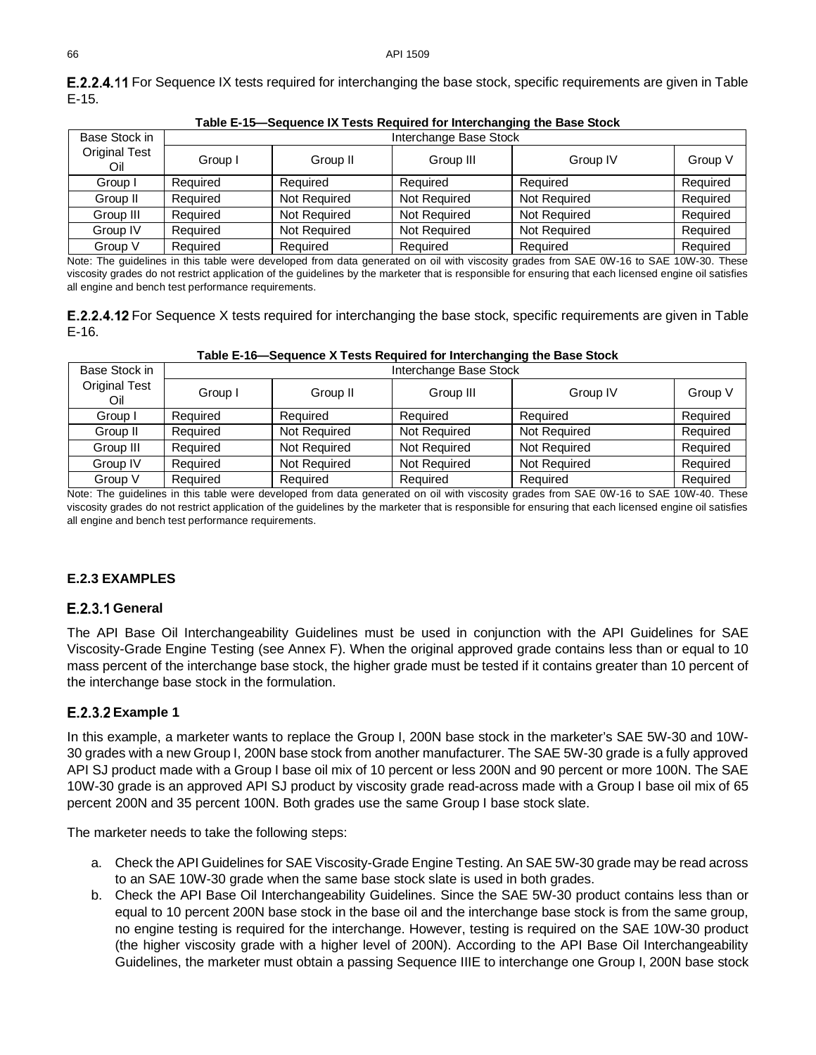**E.2.2.4.11** For Sequence IX tests required for interchanging the base stock, specific requirements are given in Table E-15.

**Table E-15—Sequence IX Tests Required for Interchanging the Base Stock**

| Base Stock in Original Test Oil | Interchange Base Stock | | | | |
|---|---|---|---|---|---|
| | Group I | Group II | Group III | Group IV | Group V |
| Group I | Required | Required | Required | Required | Required |
| Group II | Required | Not Required | Not Required | Not Required | Required |
| Group III | Required | Not Required | Not Required | Not Required | Required |
| Group IV | Required | Not Required | Not Required | Not Required | Required |
| Group V | Required | Required | Required | Required | Required |

Note: The guidelines in this table were developed from data generated on oil with viscosity grades from SAE 0W-16 to SAE 10W-30. These viscosity grades do not restrict application of the guidelines by the marketer that is responsible for ensuring that each licensed engine oil satisfies all engine and bench test performance requirements.

**E.2.2.4.12** For Sequence X tests required for interchanging the base stock, specific requirements are given in Table E-16.

**Table E-16—Sequence X Tests Required for Interchanging the Base Stock**

| Base Stock in Original Test Oil | Interchange Base Stock | | | | |
|---|---|---|---|---|---|
| | Group I | Group II | Group III | Group IV | Group V |
| Group I | Required | Required | Required | Required | Required |
| Group II | Required | Not Required | Not Required | Not Required | Required |
| Group III | Required | Not Required | Not Required | Not Required | Required |
| Group IV | Required | Not Required | Not Required | Not Required | Required |
| Group V | Required | Required | Required | Required | Required |

Note: The guidelines in this table were developed from data generated on oil with viscosity grades from SAE 0W-16 to SAE 10W-40. These viscosity grades do not restrict application of the guidelines by the marketer that is responsible for ensuring that each licensed engine oil satisfies all engine and bench test performance requirements.

## E.2.3 EXAMPLES

### E.2.3.1 General

The API Base Oil Interchangeability Guidelines must be used in conjunction with the API Guidelines for SAE Viscosity-Grade Engine Testing (see Annex F). When the original approved grade contains less than or equal to 10 mass percent of the interchange base stock, the higher grade must be tested if it contains greater than 10 percent of the interchange base stock in the formulation.

### E.2.3.2 Example 1

In this example, a marketer wants to replace the Group I, 200N base stock in the marketer's SAE 5W-30 and 10W-30 grades with a new Group I, 200N base stock from another manufacturer. The SAE 5W-30 grade is a fully approved API SJ product made with a Group I base oil mix of 10 percent or less 200N and 90 percent or more 100N. The SAE 10W-30 grade is an approved API SJ product by viscosity grade read-across made with a Group I base oil mix of 65 percent 200N and 35 percent 100N. Both grades use the same Group I base stock slate.

The marketer needs to take the following steps:

a. Check the API Guidelines for SAE Viscosity-Grade Engine Testing. An SAE 5W-30 grade may be read across to an SAE 10W-30 grade when the same base stock slate is used in both grades.
b. Check the API Base Oil Interchangeability Guidelines. Since the SAE 5W-30 product contains less than or equal to 10 percent 200N base stock in the base oil and the interchange base stock is from the same group, no engine testing is required for the interchange. However, testing is required on the SAE 10W-30 product (the higher viscosity grade with a higher level of 200N). According to the API Base Oil Interchangeability Guidelines, the marketer must obtain a passing Sequence IIIE to interchange one Group I, 200N base stock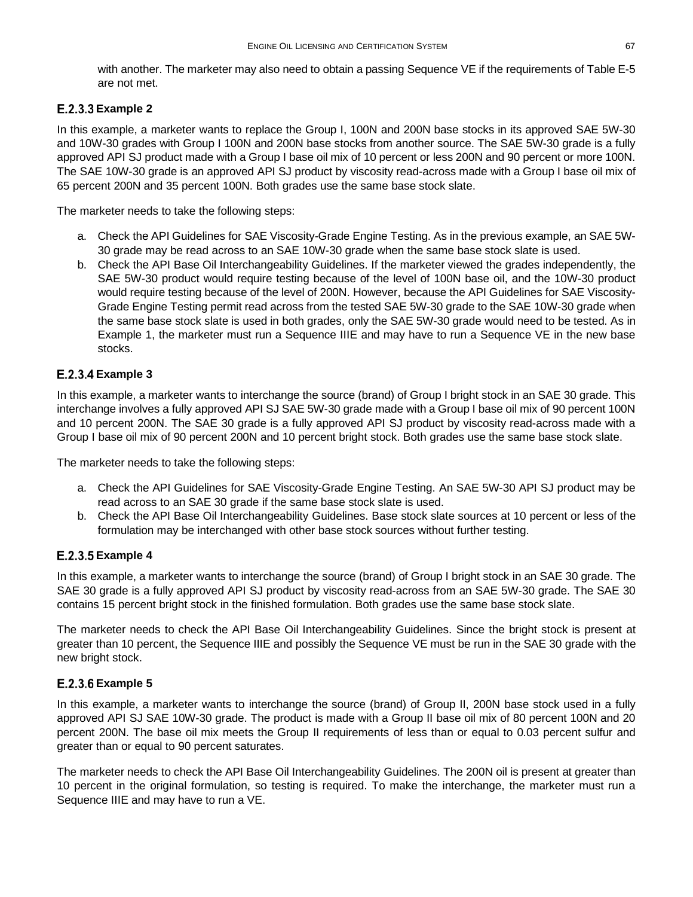with another. The marketer may also need to obtain a passing Sequence VE if the requirements of Table E-5 are not met.

### E.2.3.3 Example 2

In this example, a marketer wants to replace the Group I, 100N and 200N base stocks in its approved SAE 5W-30 and 10W-30 grades with Group I 100N and 200N base stocks from another source. The SAE 5W-30 grade is a fully approved API SJ product made with a Group I base oil mix of 10 percent or less 200N and 90 percent or more 100N. The SAE 10W-30 grade is an approved API SJ product by viscosity read-across made with a Group I base oil mix of 65 percent 200N and 35 percent 100N. Both grades use the same base stock slate.

The marketer needs to take the following steps:

a. Check the API Guidelines for SAE Viscosity-Grade Engine Testing. As in the previous example, an SAE 5W-30 grade may be read across to an SAE 10W-30 grade when the same base stock slate is used.
b. Check the API Base Oil Interchangeability Guidelines. If the marketer viewed the grades independently, the SAE 5W-30 product would require testing because of the level of 100N base oil, and the 10W-30 product would require testing because of the level of 200N. However, because the API Guidelines for SAE Viscosity-Grade Engine Testing permit read across from the tested SAE 5W-30 grade to the SAE 10W-30 grade when the same base stock slate is used in both grades, only the SAE 5W-30 grade would need to be tested. As in Example 1, the marketer must run a Sequence IIIE and may have to run a Sequence VE in the new base stocks.

### E.2.3.4 Example 3

In this example, a marketer wants to interchange the source (brand) of Group I bright stock in an SAE 30 grade. This interchange involves a fully approved API SJ SAE 5W-30 grade made with a Group I base oil mix of 90 percent 100N and 10 percent 200N. The SAE 30 grade is a fully approved API SJ product by viscosity read-across made with a Group I base oil mix of 90 percent 200N and 10 percent bright stock. Both grades use the same base stock slate.

The marketer needs to take the following steps:

a. Check the API Guidelines for SAE Viscosity-Grade Engine Testing. An SAE 5W-30 API SJ product may be read across to an SAE 30 grade if the same base stock slate is used.
b. Check the API Base Oil Interchangeability Guidelines. Base stock slate sources at 10 percent or less of the formulation may be interchanged with other base stock sources without further testing.

### E.2.3.5 Example 4

In this example, a marketer wants to interchange the source (brand) of Group I bright stock in an SAE 30 grade. The SAE 30 grade is a fully approved API SJ product by viscosity read-across from an SAE 5W-30 grade. The SAE 30 contains 15 percent bright stock in the finished formulation. Both grades use the same base stock slate.

The marketer needs to check the API Base Oil Interchangeability Guidelines. Since the bright stock is present at greater than 10 percent, the Sequence IIIE and possibly the Sequence VE must be run in the SAE 30 grade with the new bright stock.

### E.2.3.6 Example 5

In this example, a marketer wants to interchange the source (brand) of Group II, 200N base stock used in a fully approved API SJ SAE 10W-30 grade. The product is made with a Group II base oil mix of 80 percent 100N and 20 percent 200N. The base oil mix meets the Group II requirements of less than or equal to 0.03 percent sulfur and greater than or equal to 90 percent saturates.

The marketer needs to check the API Base Oil Interchangeability Guidelines. The 200N oil is present at greater than 10 percent in the original formulation, so testing is required. To make the interchange, the marketer must run a Sequence IIIE and may have to run a VE.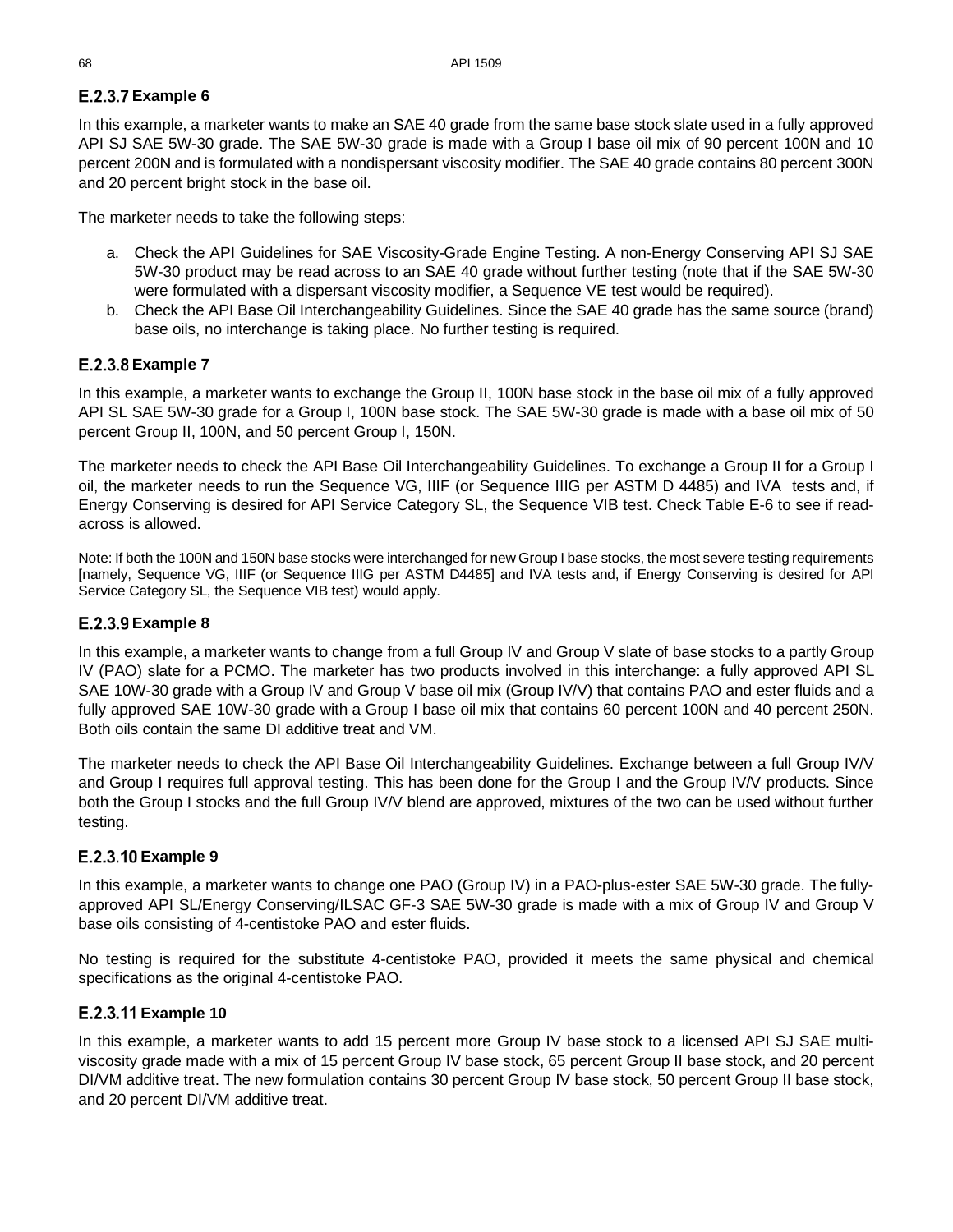### E.2.3.7 Example 6

In this example, a marketer wants to make an SAE 40 grade from the same base stock slate used in a fully approved API SJ SAE 5W-30 grade. The SAE 5W-30 grade is made with a Group I base oil mix of 90 percent 100N and 10 percent 200N and is formulated with a nondispersant viscosity modifier. The SAE 40 grade contains 80 percent 300N and 20 percent bright stock in the base oil.

The marketer needs to take the following steps:

a. Check the API Guidelines for SAE Viscosity-Grade Engine Testing. A non-Energy Conserving API SJ SAE 5W-30 product may be read across to an SAE 40 grade without further testing (note that if the SAE 5W-30 were formulated with a dispersant viscosity modifier, a Sequence VE test would be required).
b. Check the API Base Oil Interchangeability Guidelines. Since the SAE 40 grade has the same source (brand) base oils, no interchange is taking place. No further testing is required.

### E.2.3.8 Example 7

In this example, a marketer wants to exchange the Group II, 100N base stock in the base oil mix of a fully approved API SL SAE 5W-30 grade for a Group I, 100N base stock. The SAE 5W-30 grade is made with a base oil mix of 50 percent Group II, 100N, and 50 percent Group I, 150N.

The marketer needs to check the API Base Oil Interchangeability Guidelines. To exchange a Group II for a Group I oil, the marketer needs to run the Sequence VG, IIIF (or Sequence IIIG per ASTM D 4485) and IVA tests and, if Energy Conserving is desired for API Service Category SL, the Sequence VIB test. Check Table E-6 to see if read-across is allowed.

Note: If both the 100N and 150N base stocks were interchanged for new Group I base stocks, the most severe testing requirements [namely, Sequence VG, IIIF (or Sequence IIIG per ASTM D4485] and IVA tests and, if Energy Conserving is desired for API Service Category SL, the Sequence VIB test) would apply.

### E.2.3.9 Example 8

In this example, a marketer wants to change from a full Group IV and Group V slate of base stocks to a partly Group IV (PAO) slate for a PCMO. The marketer has two products involved in this interchange: a fully approved API SL SAE 10W-30 grade with a Group IV and Group V base oil mix (Group IV/V) that contains PAO and ester fluids and a fully approved SAE 10W-30 grade with a Group I base oil mix that contains 60 percent 100N and 40 percent 250N. Both oils contain the same DI additive treat and VM.

The marketer needs to check the API Base Oil Interchangeability Guidelines. Exchange between a full Group IV/V and Group I requires full approval testing. This has been done for the Group I and the Group IV/V products. Since both the Group I stocks and the full Group IV/V blend are approved, mixtures of the two can be used without further testing.

### E.2.3.10 Example 9

In this example, a marketer wants to change one PAO (Group IV) in a PAO-plus-ester SAE 5W-30 grade. The fully-approved API SL/Energy Conserving/ILSAC GF-3 SAE 5W-30 grade is made with a mix of Group IV and Group V base oils consisting of 4-centistoke PAO and ester fluids.

No testing is required for the substitute 4-centistoke PAO, provided it meets the same physical and chemical specifications as the original 4-centistoke PAO.

### E.2.3.11 Example 10

In this example, a marketer wants to add 15 percent more Group IV base stock to a licensed API SJ SAE multi-viscosity grade made with a mix of 15 percent Group IV base stock, 65 percent Group II base stock, and 20 percent DI/VM additive treat. The new formulation contains 30 percent Group IV base stock, 50 percent Group II base stock, and 20 percent DI/VM additive treat.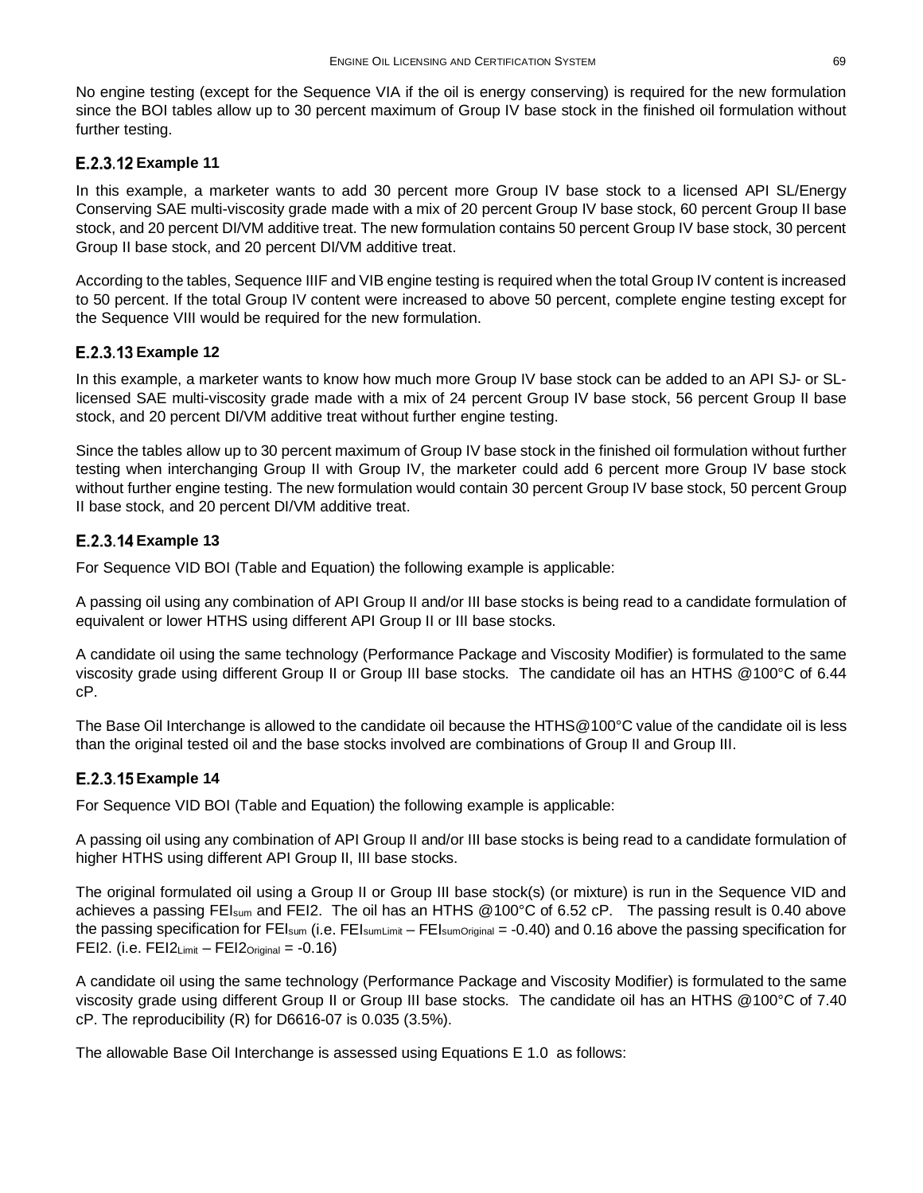No engine testing (except for the Sequence VIA if the oil is energy conserving) is required for the new formulation since the BOI tables allow up to 30 percent maximum of Group IV base stock in the finished oil formulation without further testing.

### E.2.3.12 Example 11

In this example, a marketer wants to add 30 percent more Group IV base stock to a licensed API SL/Energy Conserving SAE multi-viscosity grade made with a mix of 20 percent Group IV base stock, 60 percent Group II base stock, and 20 percent DI/VM additive treat. The new formulation contains 50 percent Group IV base stock, 30 percent Group II base stock, and 20 percent DI/VM additive treat.

According to the tables, Sequence IIIF and VIB engine testing is required when the total Group IV content is increased to 50 percent. If the total Group IV content were increased to above 50 percent, complete engine testing except for the Sequence VIII would be required for the new formulation.

### E.2.3.13 Example 12

In this example, a marketer wants to know how much more Group IV base stock can be added to an API SJ- or SL-licensed SAE multi-viscosity grade made with a mix of 24 percent Group IV base stock, 56 percent Group II base stock, and 20 percent DI/VM additive treat without further engine testing.

Since the tables allow up to 30 percent maximum of Group IV base stock in the finished oil formulation without further testing when interchanging Group II with Group IV, the marketer could add 6 percent more Group IV base stock without further engine testing. The new formulation would contain 30 percent Group IV base stock, 50 percent Group II base stock, and 20 percent DI/VM additive treat.

### E.2.3.14 Example 13

For Sequence VID BOI (Table and Equation) the following example is applicable:

A passing oil using any combination of API Group II and/or III base stocks is being read to a candidate formulation of equivalent or lower HTHS using different API Group II or III base stocks.

A candidate oil using the same technology (Performance Package and Viscosity Modifier) is formulated to the same viscosity grade using different Group II or Group III base stocks. The candidate oil has an HTHS @100°C of 6.44 cP.

The Base Oil Interchange is allowed to the candidate oil because the HTHS@100°C value of the candidate oil is less than the original tested oil and the base stocks involved are combinations of Group II and Group III.

### E.2.3.15 Example 14

For Sequence VID BOI (Table and Equation) the following example is applicable:

A passing oil using any combination of API Group II and/or III base stocks is being read to a candidate formulation of higher HTHS using different API Group II, III base stocks.

The original formulated oil using a Group II or Group III base stock(s) (or mixture) is run in the Sequence VID and achieves a passing $FEI_{sum}$ and FEI2. The oil has an HTHS @100°C of 6.52 cP. The passing result is 0.40 above the passing specification for $FEI_{sum}$ (i.e. $FEI_{sumLimit} - FEI_{sumOriginal} = -0.40$) and 0.16 above the passing specification for FEI2. (i.e. $FEI2_{Limit} - FEI2_{Original} = -0.16$)

A candidate oil using the same technology (Performance Package and Viscosity Modifier) is formulated to the same viscosity grade using different Group II or Group III base stocks. The candidate oil has an HTHS @100°C of 7.40 cP. The reproducibility (R) for D6616-07 is 0.035 (3.5%).

The allowable Base Oil Interchange is assessed using Equations E 1.0 as follows: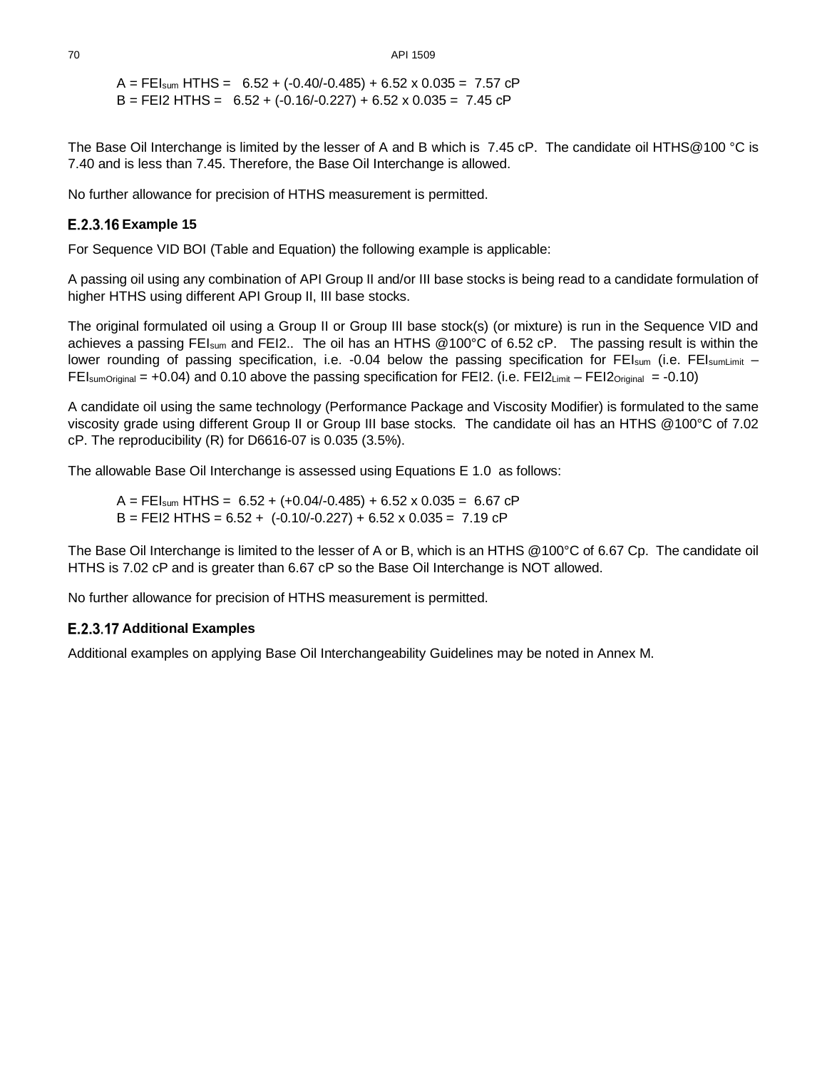$A = FEI_{sum}$ HTHS = 6.52 + (-0.40/-0.485) + 6.52 x 0.035 = 7.57 cP
B = FEI2 HTHS = 6.52 + (-0.16/-0.227) + 6.52 x 0.035 = 7.45 cP

The Base Oil Interchange is limited by the lesser of A and B which is 7.45 cP. The candidate oil HTHS@100 °C is 7.40 and is less than 7.45. Therefore, the Base Oil Interchange is allowed.

No further allowance for precision of HTHS measurement is permitted.

### E.2.3.16 Example 15

For Sequence VID BOI (Table and Equation) the following example is applicable:

A passing oil using any combination of API Group II and/or III base stocks is being read to a candidate formulation of higher HTHS using different API Group II, III base stocks.

The original formulated oil using a Group II or Group III base stock(s) (or mixture) is run in the Sequence VID and achieves a passing $FEI_{sum}$ and FEI2.. The oil has an HTHS @100°C of 6.52 cP. The passing result is within the lower rounding of passing specification, i.e. -0.04 below the passing specification for $FEI_{sum}$ (i.e. $FEI_{sumLimit} - FEI_{sumOriginal}$ = +0.04) and 0.10 above the passing specification for FEI2. (i.e. $FEI2_{Limit} - FEI2_{Original}$ = -0.10)

A candidate oil using the same technology (Performance Package and Viscosity Modifier) is formulated to the same viscosity grade using different Group II or Group III base stocks. The candidate oil has an HTHS @100°C of 7.02 cP. The reproducibility (R) for D6616-07 is 0.035 (3.5%).

The allowable Base Oil Interchange is assessed using Equations E 1.0 as follows:

$A = FEI_{sum}$ HTHS = 6.52 + (+0.04/-0.485) + 6.52 x 0.035 = 6.67 cP
B = FEI2 HTHS = 6.52 + (-0.10/-0.227) + 6.52 x 0.035 = 7.19 cP

The Base Oil Interchange is limited to the lesser of A or B, which is an HTHS @100°C of 6.67 Cp. The candidate oil HTHS is 7.02 cP and is greater than 6.67 cP so the Base Oil Interchange is NOT allowed.

No further allowance for precision of HTHS measurement is permitted.

### E.2.3.17 Additional Examples

Additional examples on applying Base Oil Interchangeability Guidelines may be noted in Annex M.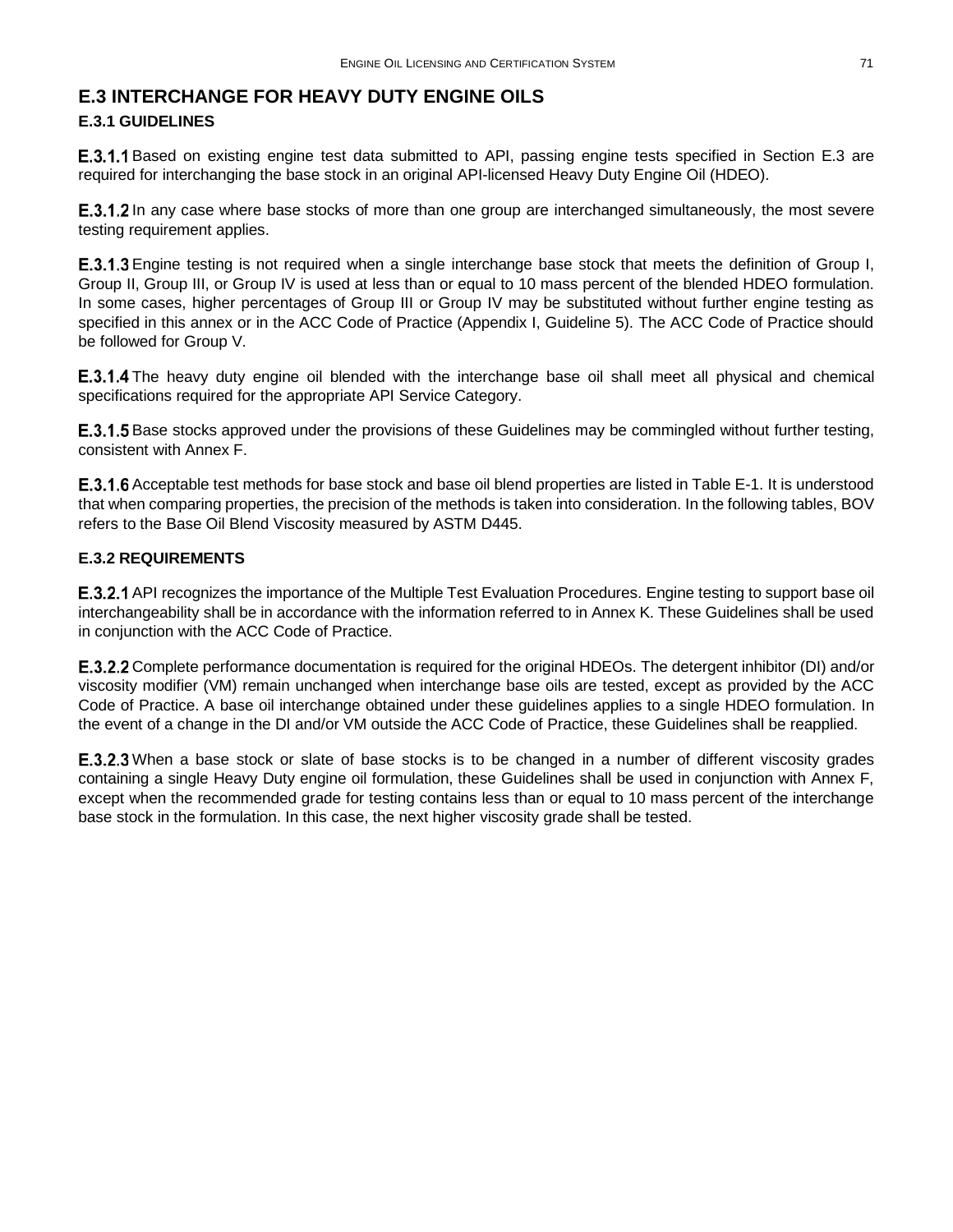## E.3 INTERCHANGE FOR HEAVY DUTY ENGINE OILS

### E.3.1 GUIDELINES

**E.3.1.1** Based on existing engine test data submitted to API, passing engine tests specified in Section E.3 are required for interchanging the base stock in an original API-licensed Heavy Duty Engine Oil (HDEO).

**E.3.1.2** In any case where base stocks of more than one group are interchanged simultaneously, the most severe testing requirement applies.

**E.3.1.3** Engine testing is not required when a single interchange base stock that meets the definition of Group I, Group II, Group III, or Group IV is used at less than or equal to 10 mass percent of the blended HDEO formulation. In some cases, higher percentages of Group III or Group IV may be substituted without further engine testing as specified in this annex or in the ACC Code of Practice (Appendix I, Guideline 5). The ACC Code of Practice should be followed for Group V.

**E.3.1.4** The heavy duty engine oil blended with the interchange base oil shall meet all physical and chemical specifications required for the appropriate API Service Category.

**E.3.1.5** Base stocks approved under the provisions of these Guidelines may be commingled without further testing, consistent with Annex F.

**E.3.1.6** Acceptable test methods for base stock and base oil blend properties are listed in Table E-1. It is understood that when comparing properties, the precision of the methods is taken into consideration. In the following tables, BOV refers to the Base Oil Blend Viscosity measured by ASTM D445.

### E.3.2 REQUIREMENTS

**E.3.2.1** API recognizes the importance of the Multiple Test Evaluation Procedures. Engine testing to support base oil interchangeability shall be in accordance with the information referred to in Annex K. These Guidelines shall be used in conjunction with the ACC Code of Practice.

**E.3.2.2** Complete performance documentation is required for the original HDEOs. The detergent inhibitor (DI) and/or viscosity modifier (VM) remain unchanged when interchange base oils are tested, except as provided by the ACC Code of Practice. A base oil interchange obtained under these guidelines applies to a single HDEO formulation. In the event of a change in the DI and/or VM outside the ACC Code of Practice, these Guidelines shall be reapplied.

**E.3.2.3** When a base stock or slate of base stocks is to be changed in a number of different viscosity grades containing a single Heavy Duty engine oil formulation, these Guidelines shall be used in conjunction with Annex F, except when the recommended grade for testing contains less than or equal to 10 mass percent of the interchange base stock in the formulation. In this case, the next higher viscosity grade shall be tested.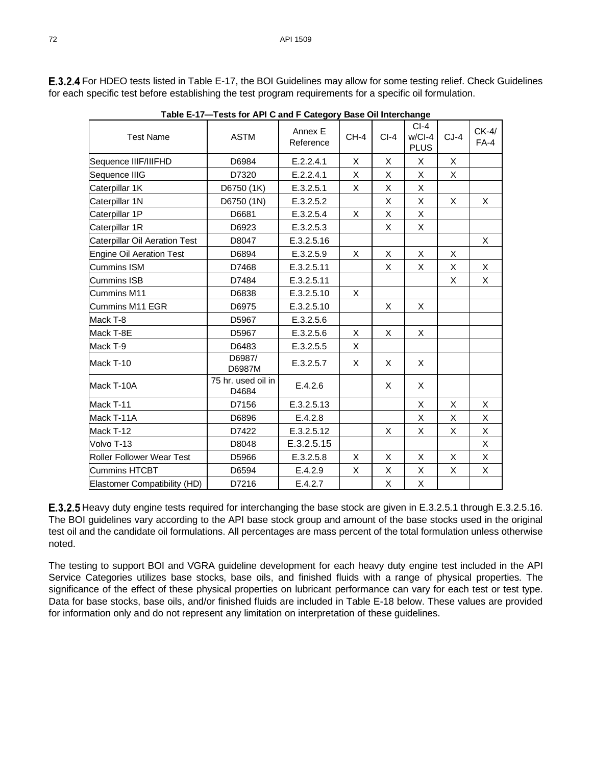**E.3.2.4** For HDEO tests listed in Table E-17, the BOI Guidelines may allow for some testing relief. Check Guidelines for each specific test before establishing the test program requirements for a specific oil formulation.

**Table E-17—Tests for API C and F Category Base Oil Interchange**

| Test Name | ASTM | Annex E Reference | CH-4 | CI-4 | CI-4 w/CI-4 PLUS | CJ-4 | CK-4/ FA-4 |
|---|---|---|---|---|---|---|---|
| Sequence IIIF/IIIFHD | D6984 | E.2.2.4.1 | X | X | X | X | |
| Sequence IIIG | D7320 | E.2.2.4.1 | X | X | X | X | |
| Caterpillar 1K | D6750 (1K) | E.3.2.5.1 | X | X | X | | |
| Caterpillar 1N | D6750 (1N) | E.3.2.5.2 | | X | X | X | X |
| Caterpillar 1P | D6681 | E.3.2.5.4 | X | X | X | | |
| Caterpillar 1R | D6923 | E.3.2.5.3 | | X | X | | |
| Caterpillar Oil Aeration Test | D8047 | E.3.2.5.16 | | | | | X |
| Engine Oil Aeration Test | D6894 | E.3.2.5.9 | X | X | X | X | |
| Cummins ISM | D7468 | E.3.2.5.11 | | X | X | X | X |
| Cummins ISB | D7484 | E.3.2.5.11 | | | | X | X |
| Cummins M11 | D6838 | E.3.2.5.10 | X | | | | |
| Cummins M11 EGR | D6975 | E.3.2.5.10 | | X | X | | |
| Mack T-8 | D5967 | E.3.2.5.6 | | | | | |
| Mack T-8E | D5967 | E.3.2.5.6 | X | X | X | | |
| Mack T-9 | D6483 | E.3.2.5.5 | X | | | | |
| Mack T-10 | D6987/ D6987M | E.3.2.5.7 | X | X | X | | |
| Mack T-10A | 75 hr. used oil in D4684 | E.4.2.6 | | X | X | | |
| Mack T-11 | D7156 | E.3.2.5.13 | | | X | X | X |
| Mack T-11A | D6896 | E.4.2.8 | | | X | X | X |
| Mack T-12 | D7422 | E.3.2.5.12 | | X | X | X | X |
| Volvo T-13 | D8048 | E.3.2.5.15 | | | | | X |
| Roller Follower Wear Test | D5966 | E.3.2.5.8 | X | X | X | X | X |
| Cummins HTCBT | D6594 | E.4.2.9 | X | X | X | X | X |
| Elastomer Compatibility (HD) | D7216 | E.4.2.7 | | X | X | | |

**E.3.2.5** Heavy duty engine tests required for interchanging the base stock are given in E.3.2.5.1 through E.3.2.5.16. The BOI guidelines vary according to the API base stock group and amount of the base stocks used in the original test oil and the candidate oil formulations. All percentages are mass percent of the total formulation unless otherwise noted.

The testing to support BOI and VGRA guideline development for each heavy duty engine test included in the API Service Categories utilizes base stocks, base oils, and finished fluids with a range of physical properties. The significance of the effect of these physical properties on lubricant performance can vary for each test or test type. Data for base stocks, base oils, and/or finished fluids are included in Table E-18 below. These values are provided for information only and do not represent any limitation on interpretation of these guidelines.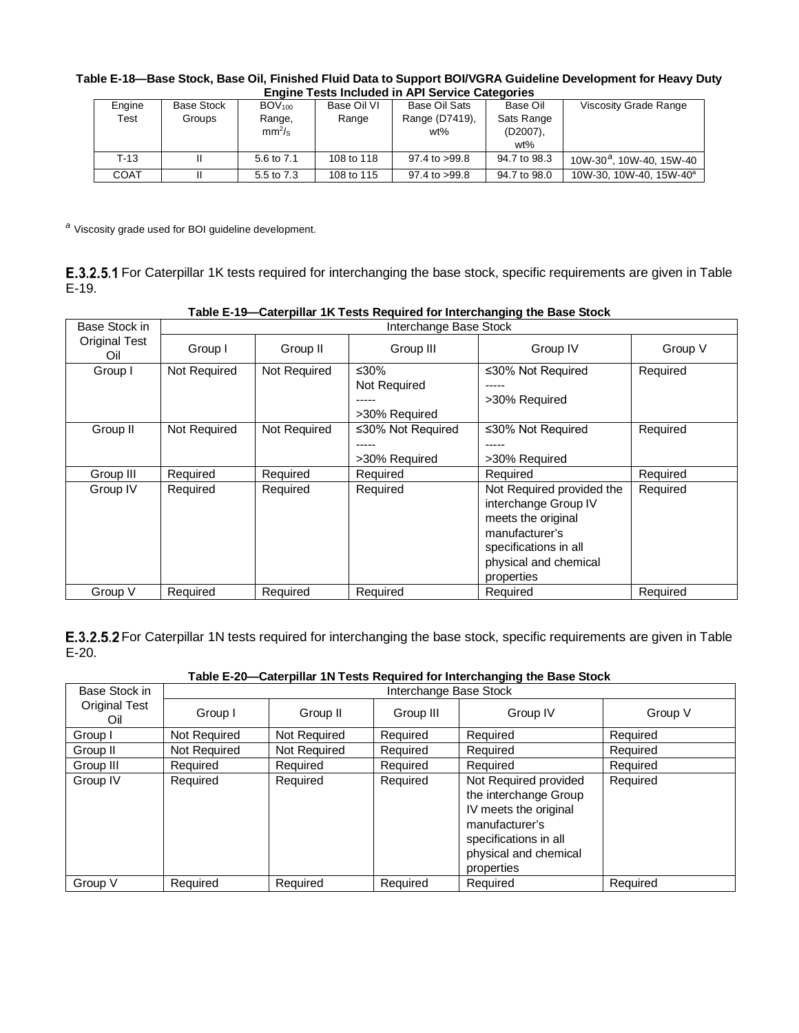**Table E-18—Base Stock, Base Oil, Finished Fluid Data to Support BOI/VGRA Guideline Development for Heavy Duty Engine Tests Included in API Service Categories**

| Engine Test | Base Stock Groups | $BOV_{100}$ Range, $mm^2/s$ | Base Oil VI Range | Base Oil Sats Range (D7419), wt% | Base Oil Sats Range (D2007), wt% | Viscosity Grade Range |
|---|---|---|---|---|---|---|
| T-13 | II | 5.6 to 7.1 | 108 to 118 | 97.4 to >99.8 | 94.7 to 98.3 | 10W-30[a], 10W-40, 15W-40 |
| COAT | II | 5.5 to 7.3 | 108 to 115 | 97.4 to >99.8 | 94.7 to 98.0 | 10W-30, 10W-40, 15W-40[a] |

[a] Viscosity grade used for BOI guideline development.

**E.3.2.5.1** For Caterpillar 1K tests required for interchanging the base stock, specific requirements are given in Table E-19.

**Table E-19—Caterpillar 1K Tests Required for Interchanging the Base Stock**

| Base Stock in Original Test Oil | Interchange Base Stock | | | | |
|---|---|---|---|---|---|
| | Group I | Group II | Group III | Group IV | Group V |
| Group I | Not Required | Not Required | ≤30% Not Required ----- >30% Required | ≤30% Not Required ----- >30% Required | Required |
| Group II | Not Required | Not Required | ≤30% Not Required ----- >30% Required | ≤30% Not Required ----- >30% Required | Required |
| Group III | Required | Required | Required | Required | Required |
| Group IV | Required | Required | Required | Not Required provided the interchange Group IV meets the original manufacturer's specifications in all physical and chemical properties | Required |
| Group V | Required | Required | Required | Required | Required |

**E.3.2.5.2** For Caterpillar 1N tests required for interchanging the base stock, specific requirements are given in Table E-20.

**Table E-20—Caterpillar 1N Tests Required for Interchanging the Base Stock**

| Base Stock in Original Test Oil | Interchange Base Stock | | | | |
|---|---|---|---|---|---|
| | Group I | Group II | Group III | Group IV | Group V |
| Group I | Not Required | Not Required | Required | Required | Required |
| Group II | Not Required | Not Required | Required | Required | Required |
| Group III | Required | Required | Required | Required | Required |
| Group IV | Required | Required | Required | Not Required provided the interchange Group IV meets the original manufacturer's specifications in all physical and chemical properties | Required |
| Group V | Required | Required | Required | Required | Required |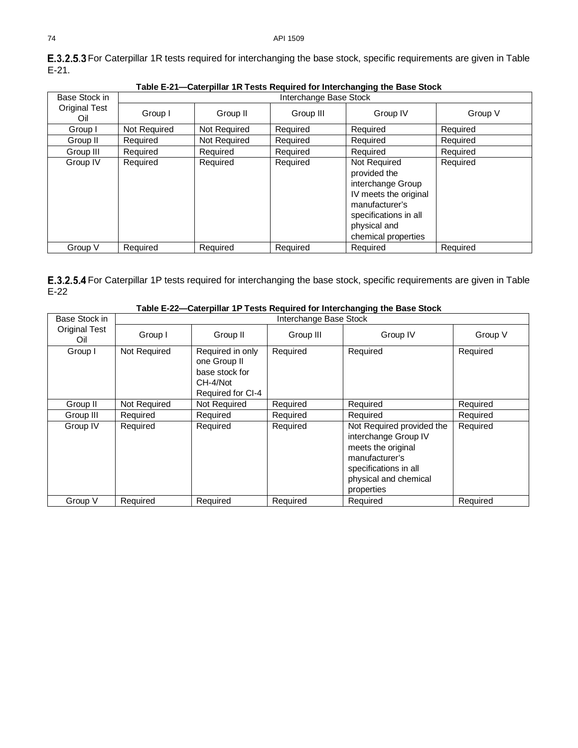**E.3.2.5.3** For Caterpillar 1R tests required for interchanging the base stock, specific requirements are given in Table E-21.

**Table E-21—Caterpillar 1R Tests Required for Interchanging the Base Stock**

| Base Stock in Original Test Oil | Interchange Base Stock | | | | |
|---|---|---|---|---|---|
| | Group I | Group II | Group III | Group IV | Group V |
| Group I | Not Required | Not Required | Required | Required | Required |
| Group II | Required | Not Required | Required | Required | Required |
| Group III | Required | Required | Required | Required | Required |
| Group IV | Required | Required | Required | Not Required provided the interchange Group IV meets the original manufacturer's specifications in all physical and chemical properties | Required |
| Group V | Required | Required | Required | Required | Required |

**E.3.2.5.4** For Caterpillar 1P tests required for interchanging the base stock, specific requirements are given in Table E-22

**Table E-22—Caterpillar 1P Tests Required for Interchanging the Base Stock**

| Base Stock in Original Test Oil | Interchange Base Stock | | | | |
|---|---|---|---|---|---|
| | Group I | Group II | Group III | Group IV | Group V |
| Group I | Not Required | Required in only one Group II base stock for CH-4/Not Required for CI-4 | Required | Required | Required |
| Group II | Not Required | Not Required | Required | Required | Required |
| Group III | Required | Required | Required | Required | Required |
| Group IV | Required | Required | Required | Not Required provided the interchange Group IV meets the original manufacturer's specifications in all physical and chemical properties | Required |
| Group V | Required | Required | Required | Required | Required |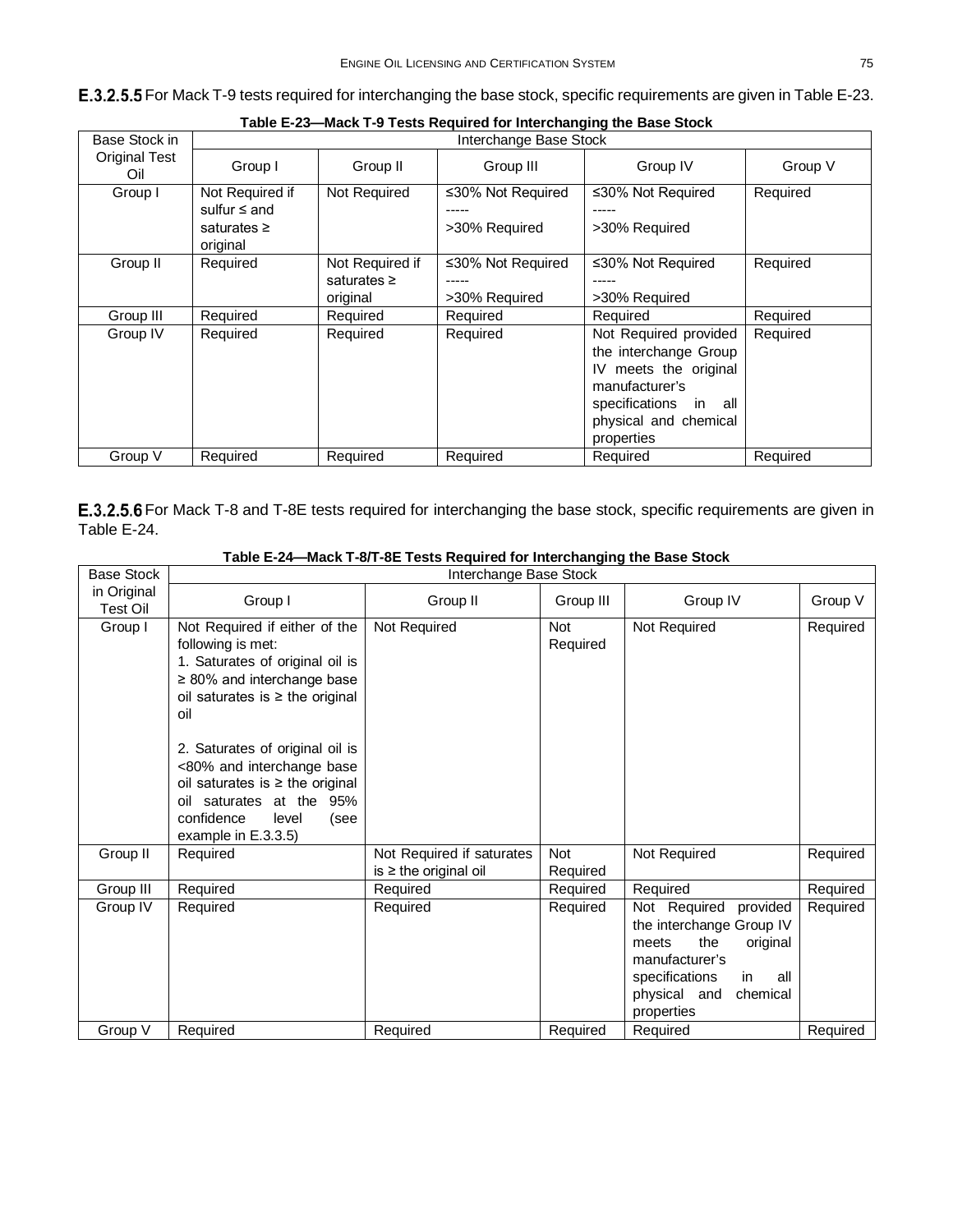**E.3.2.5.5** For Mack T-9 tests required for interchanging the base stock, specific requirements are given in Table E-23.

**Table E-23—Mack T-9 Tests Required for Interchanging the Base Stock**

| Base Stock in Original Test Oil | Interchange Base Stock | | | | |
|---|---|---|---|---|---|
| | Group I | Group II | Group III | Group IV | Group V |
| Group I | Not Required if sulfur ≤ and saturates ≥ original | Not Required | ≤30% Not Required<br>-----<br>>30% Required | ≤30% Not Required<br>-----<br>>30% Required | Required |
| Group II | Required | Not Required if saturates ≥ original | ≤30% Not Required<br>-----<br>>30% Required | ≤30% Not Required<br>-----<br>>30% Required | Required |
| Group III | Required | Required | Required | Required | Required |
| Group IV | Required | Required | Required | Not Required provided the interchange Group IV meets the original manufacturer's specifications in all physical and chemical properties | Required |
| Group V | Required | Required | Required | Required | Required |

**E.3.2.5.6** For Mack T-8 and T-8E tests required for interchanging the base stock, specific requirements are given in Table E-24.

**Table E-24—Mack T-8/T-8E Tests Required for Interchanging the Base Stock**

| Base Stock in Original Test Oil | Interchange Base Stock | | | | |
|---|---|---|---|---|---|
| | Group I | Group II | Group III | Group IV | Group V |
| Group I | Not Required if either of the following is met:<br>1. Saturates of original oil is ≥ 80% and interchange base oil saturates is ≥ the original oil<br><br>2. Saturates of original oil is <80% and interchange base oil saturates is ≥ the original oil saturates at the 95% confidence level (see example in E.3.3.5) | Not Required | Not Required | Not Required | Required |
| Group II | Required | Not Required if saturates is ≥ the original oil | Not Required | Not Required | Required |
| Group III | Required | Required | Required | Required | Required |
| Group IV | Required | Required | Required | Not Required provided the interchange Group IV meets the original manufacturer's specifications in all physical and chemical properties | Required |
| Group V | Required | Required | Required | Required | Required |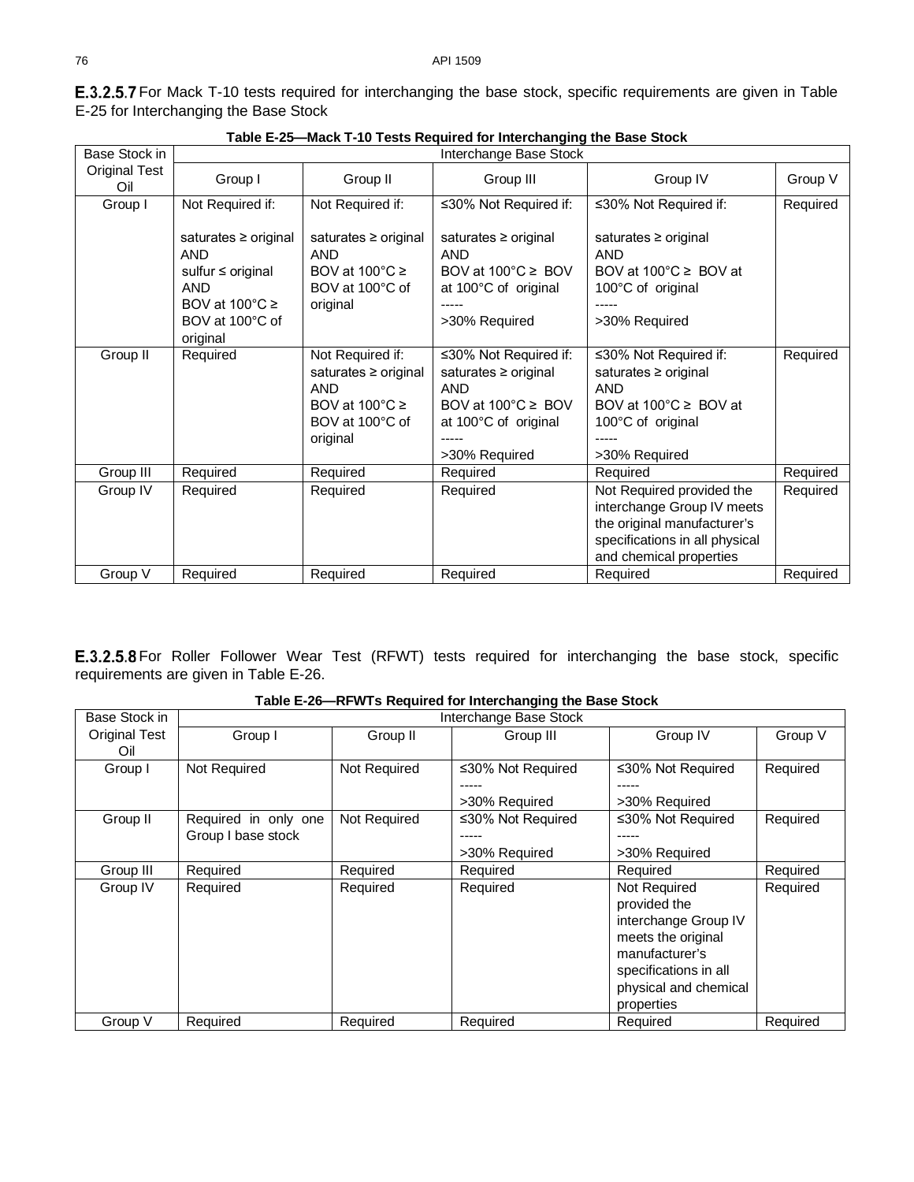**E.3.2.5.7** For Mack T-10 tests required for interchanging the base stock, specific requirements are given in Table E-25 for Interchanging the Base Stock

**Table E-25—Mack T-10 Tests Required for Interchanging the Base Stock**

| Base Stock in Original Test Oil | Interchange Base Stock | | | | |
|---|---|---|---|---|---|
| | Group I | Group II | Group III | Group IV | Group V |
| Group I | Not Required if:<br><br>saturates ≥ original AND sulfur ≤ original AND BOV at 100°C ≥ BOV at 100°C of original | Not Required if:<br><br>saturates ≥ original AND BOV at 100°C ≥ BOV at 100°C of original | ≤30% Not Required if:<br><br>saturates ≥ original AND BOV at 100°C ≥ BOV at 100°C of original<br>-----<br>>30% Required | ≤30% Not Required if:<br><br>saturates ≥ original AND BOV at 100°C ≥ BOV at 100°C of original<br>-----<br>>30% Required | Required |
| Group II | Required | Not Required if: saturates ≥ original AND BOV at 100°C ≥ BOV at 100°C of original | ≤30% Not Required if: saturates ≥ original AND BOV at 100°C ≥ BOV at 100°C of original<br>-----<br>>30% Required | ≤30% Not Required if: saturates ≥ original AND BOV at 100°C ≥ BOV at 100°C of original<br>-----<br>>30% Required | Required |
| Group III | Required | Required | Required | Required | Required |
| Group IV | Required | Required | Required | Not Required provided the interchange Group IV meets the original manufacturer's specifications in all physical and chemical properties | Required |
| Group V | Required | Required | Required | Required | Required |

**E.3.2.5.8** For Roller Follower Wear Test (RFWT) tests required for interchanging the base stock, specific requirements are given in Table E-26.

**Table E-26—RFWTs Required for Interchanging the Base Stock**

| Base Stock in Original Test Oil | Interchange Base Stock | | | | |
|---|---|---|---|---|---|
| | Group I | Group II | Group III | Group IV | Group V |
| Group I | Not Required | Not Required | ≤30% Not Required<br>-----<br>>30% Required | ≤30% Not Required<br>-----<br>>30% Required | Required |
| Group II | Required in only one Group I base stock | Not Required | ≤30% Not Required<br>-----<br>>30% Required | ≤30% Not Required<br>-----<br>>30% Required | Required |
| Group III | Required | Required | Required | Required | Required |
| Group IV | Required | Required | Required | Not Required provided the interchange Group IV meets the original manufacturer's specifications in all physical and chemical properties | Required |
| Group V | Required | Required | Required | Required | Required |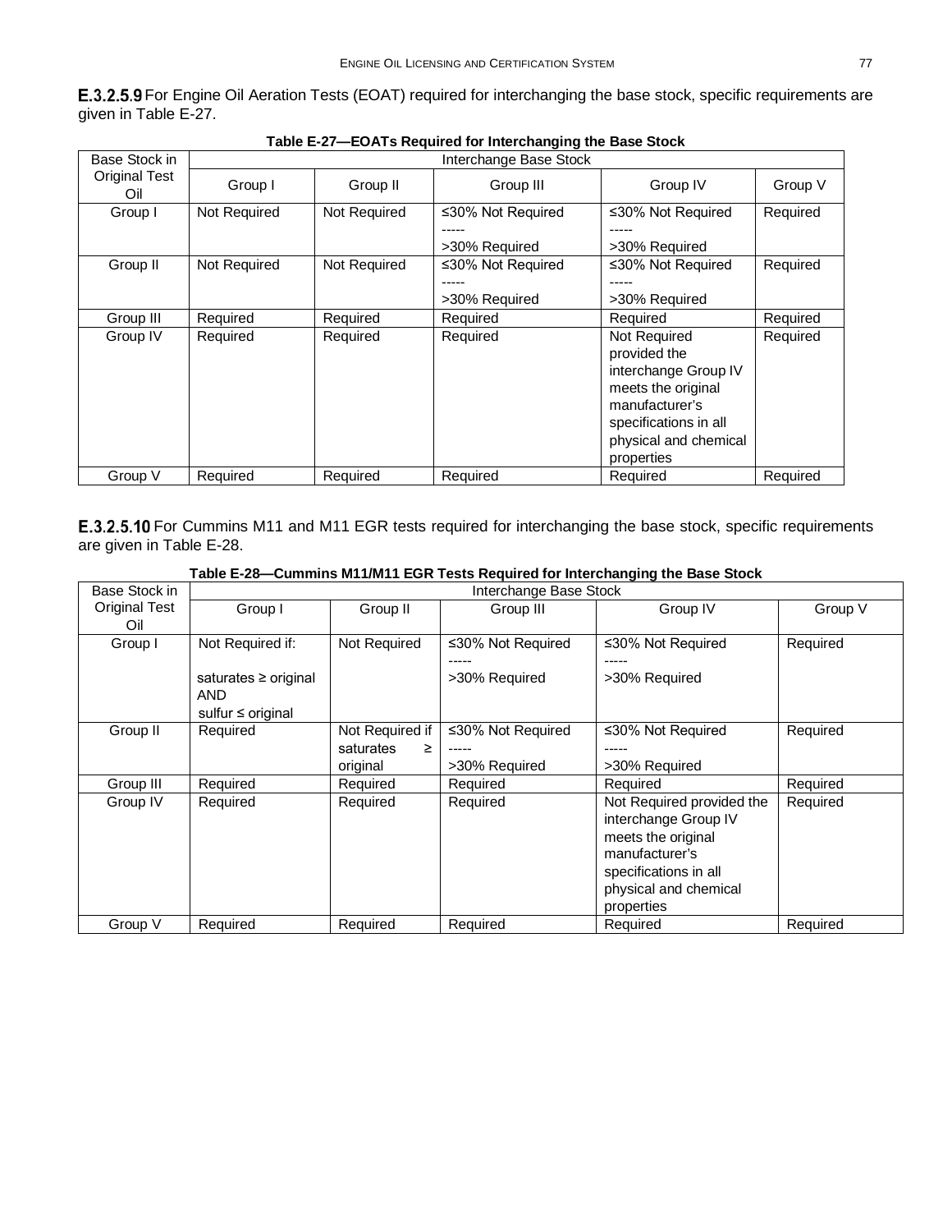**E.3.2.5.9** For Engine Oil Aeration Tests (EOAT) required for interchanging the base stock, specific requirements are given in Table E-27.

**Table E-27—EOATs Required for Interchanging the Base Stock**

| Base Stock in Original Test Oil | Interchange Base Stock | | | | |
|---|---|---|---|---|---|
| | Group I | Group II | Group III | Group IV | Group V |
| Group I | Not Required | Not Required | ≤30% Not Required<br>-----<br>>30% Required | ≤30% Not Required<br>-----<br>>30% Required | Required |
| Group II | Not Required | Not Required | ≤30% Not Required<br>-----<br>>30% Required | ≤30% Not Required<br>-----<br>>30% Required | Required |
| Group III | Required | Required | Required | Required | Required |
| Group IV | Required | Required | Required | Not Required provided the interchange Group IV meets the original manufacturer's specifications in all physical and chemical properties | Required |
| Group V | Required | Required | Required | Required | Required |

**E.3.2.5.10** For Cummins M11 and M11 EGR tests required for interchanging the base stock, specific requirements are given in Table E-28.

**Table E-28—Cummins M11/M11 EGR Tests Required for Interchanging the Base Stock**

| Base Stock in Original Test Oil | Interchange Base Stock | | | | |
|---|---|---|---|---|---|
| | Group I | Group II | Group III | Group IV | Group V |
| Group I | Not Required if:<br><br>saturates ≥ original AND<br>sulfur ≤ original | Not Required | ≤30% Not Required<br>-----<br>>30% Required | ≤30% Not Required<br>-----<br>>30% Required | Required |
| Group II | Required | Not Required if saturates ≥ original | ≤30% Not Required<br>-----<br>>30% Required | ≤30% Not Required<br>-----<br>>30% Required | Required |
| Group III | Required | Required | Required | Required | Required |
| Group IV | Required | Required | Required | Not Required provided the interchange Group IV meets the original manufacturer's specifications in all physical and chemical properties | Required |
| Group V | Required | Required | Required | Required | Required |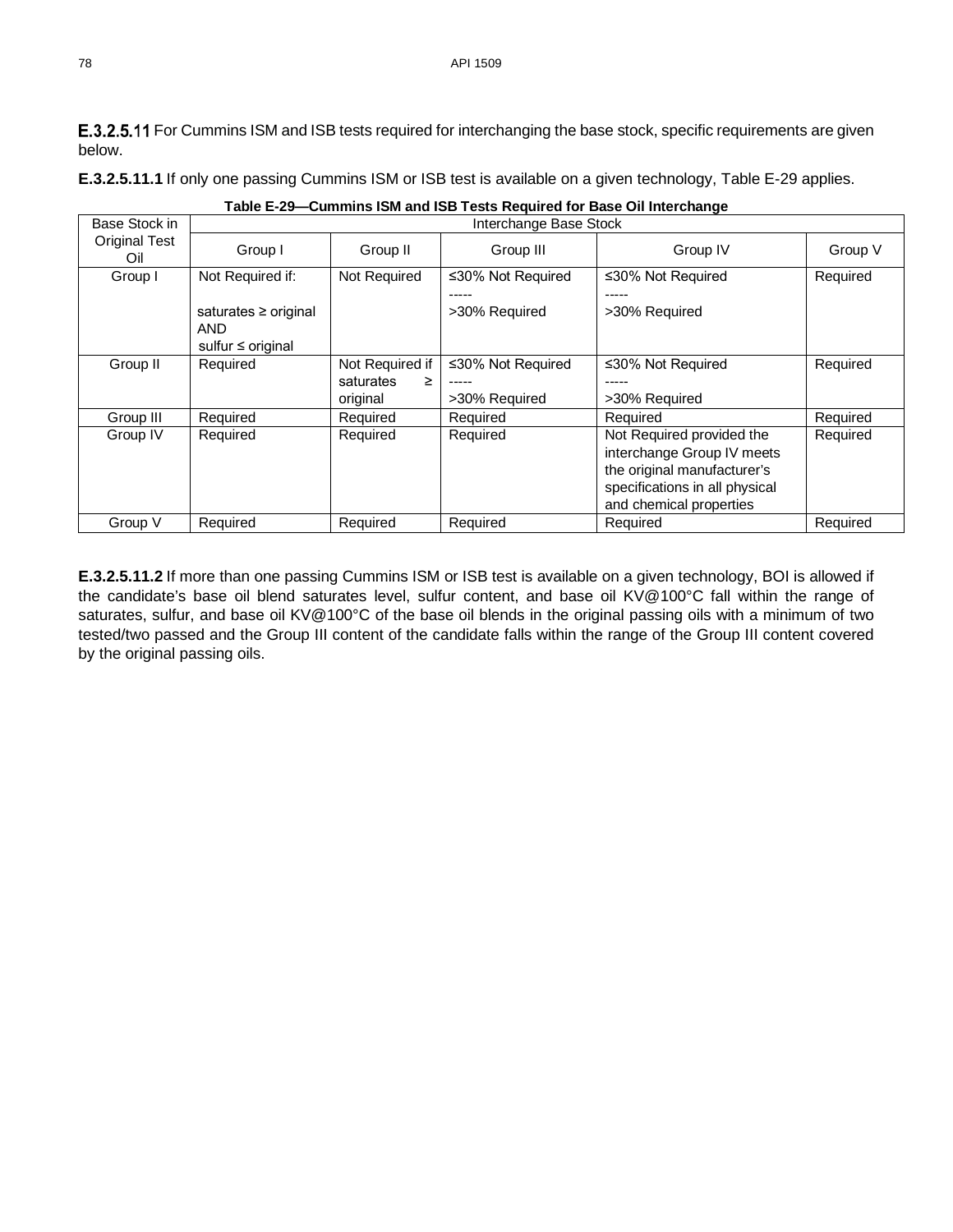**E.3.2.5.11** For Cummins ISM and ISB tests required for interchanging the base stock, specific requirements are given below.

**E.3.2.5.11.1** If only one passing Cummins ISM or ISB test is available on a given technology, Table E-29 applies.

**Table E-29—Cummins ISM and ISB Tests Required for Base Oil Interchange**

| Base Stock in Original Test Oil | Interchange Base Stock | | | | |
|---|---|---|---|---|---|
| | Group I | Group II | Group III | Group IV | Group V |
| Group I | Not Required if:<br><br>saturates ≥ original AND sulfur ≤ original | Not Required | ≤30% Not Required<br>-----<br>>30% Required | ≤30% Not Required<br>-----<br>>30% Required | Required |
| Group II | Required | Not Required if saturates ≥ original | ≤30% Not Required<br>-----<br>>30% Required | ≤30% Not Required<br>-----<br>>30% Required | Required |
| Group III | Required | Required | Required | Required | Required |
| Group IV | Required | Required | Required | Not Required provided the interchange Group IV meets the original manufacturer's specifications in all physical and chemical properties | Required |
| Group V | Required | Required | Required | Required | Required |

**E.3.2.5.11.2** If more than one passing Cummins ISM or ISB test is available on a given technology, BOI is allowed if the candidate's base oil blend saturates level, sulfur content, and base oil KV@100°C fall within the range of saturates, sulfur, and base oil KV@100°C of the base oil blends in the original passing oils with a minimum of two tested/two passed and the Group III content of the candidate falls within the range of the Group III content covered by the original passing oils.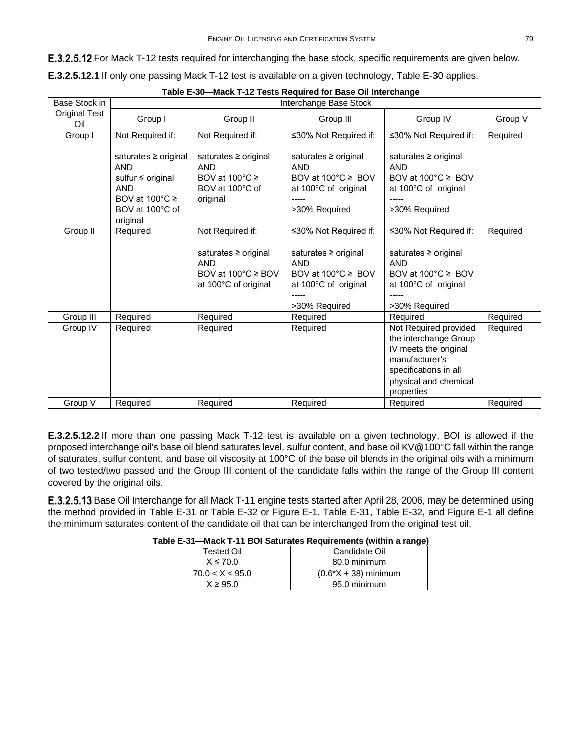**E.3.2.5.12** For Mack T-12 tests required for interchanging the base stock, specific requirements are given below.

**E.3.2.5.12.1** If only one passing Mack T-12 test is available on a given technology, Table E-30 applies.

**Table E-30—Mack T-12 Tests Required for Base Oil Interchange**

| Base Stock in Original Test Oil | Interchange Base Stock | | | | |
|---|---|---|---|---|---|
| | Group I | Group II | Group III | Group IV | Group V |
| Group I | Not Required if: saturates ≥ original AND sulfur ≤ original AND BOV at 100°C ≥ BOV at 100°C of original | Not Required if: saturates ≥ original AND BOV at 100°C ≥ BOV at 100°C of original | ≤30% Not Required if: saturates ≥ original AND BOV at 100°C ≥ BOV at 100°C of original ----- >30% Required | ≤30% Not Required if: saturates ≥ original AND BOV at 100°C ≥ BOV at 100°C of original ----- >30% Required | Required |
| Group II | Required | Not Required if: saturates ≥ original AND BOV at 100°C ≥ BOV at 100°C of original | ≤30% Not Required if: saturates ≥ original AND BOV at 100°C ≥ BOV at 100°C of original ----- >30% Required | ≤30% Not Required if: saturates ≥ original AND BOV at 100°C ≥ BOV at 100°C of original ----- >30% Required | Required |
| Group III | Required | Required | Required | Required | Required |
| Group IV | Required | Required | Required | Not Required provided the interchange Group IV meets the original manufacturer's specifications in all physical and chemical properties | Required |
| Group V | Required | Required | Required | Required | Required |

**E.3.2.5.12.2** If more than one passing Mack T-12 test is available on a given technology, BOI is allowed if the proposed interchange oil's base oil blend saturates level, sulfur content, and base oil KV@100°C fall within the range of saturates, sulfur content, and base oil viscosity at 100°C of the base oil blends in the original oils with a minimum of two tested/two passed and the Group III content of the candidate falls within the range of the Group III content covered by the original oils.

**E.3.2.5.13** Base Oil Interchange for all Mack T-11 engine tests started after April 28, 2006, may be determined using the method provided in Table E-31 or Table E-32 or Figure E-1. Table E-31, Table E-32, and Figure E-1 all define the minimum saturates content of the candidate oil that can be interchanged from the original test oil.

**Table E-31—Mack T-11 BOI Saturates Requirements (within a range)**

| Tested Oil | Candidate Oil |
|---|---|
| $X \leq 70.0$ | 80.0 minimum |
| $70.0 < X < 95.0$ | $(0.6 * X + 38)$ minimum |
| $X \geq 95.0$ | 95.0 minimum |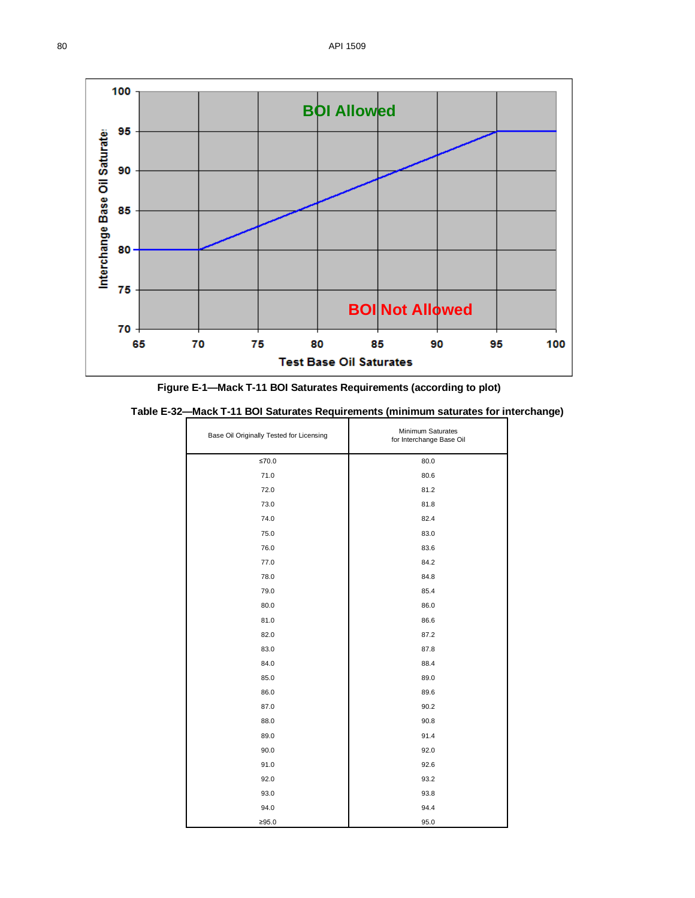**Figure E-1—Mack T-11 BOI Saturates Requirements (according to plot)**

**Table E-32—Mack T-11 BOI Saturates Requirements (minimum saturates for interchange)**

| Base Oil Originally Tested for Licensing | Minimum Saturates for Interchange Base Oil |
|---|---|
| ≤70.0 | 80.0 |
| 71.0 | 80.6 |
| 72.0 | 81.2 |
| 73.0 | 81.8 |
| 74.0 | 82.4 |
| 75.0 | 83.0 |
| 76.0 | 83.6 |
| 77.0 | 84.2 |
| 78.0 | 84.8 |
| 79.0 | 85.4 |
| 80.0 | 86.0 |
| 81.0 | 86.6 |
| 82.0 | 87.2 |
| 83.0 | 87.8 |
| 84.0 | 88.4 |
| 85.0 | 89.0 |
| 86.0 | 89.6 |
| 87.0 | 90.2 |
| 88.0 | 90.8 |
| 89.0 | 91.4 |
| 90.0 | 92.0 |
| 91.0 | 92.6 |
| 92.0 | 93.2 |
| 93.0 | 93.8 |
| 94.0 | 94.4 |
| ≥95.0 | 95.0 |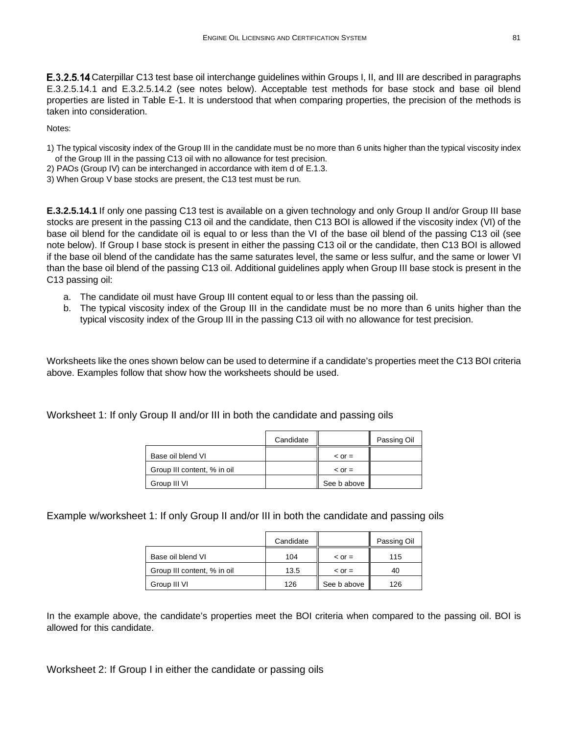**E.3.2.5.14** Caterpillar C13 test base oil interchange guidelines within Groups I, II, and III are described in paragraphs E.3.2.5.14.1 and E.3.2.5.14.2 (see notes below). Acceptable test methods for base stock and base oil blend properties are listed in Table E-1. It is understood that when comparing properties, the precision of the methods is taken into consideration.

Notes:

1) The typical viscosity index of the Group III in the candidate must be no more than 6 units higher than the typical viscosity index of the Group III in the passing C13 oil with no allowance for test precision.
2) PAOs (Group IV) can be interchanged in accordance with item d of E.1.3.
3) When Group V base stocks are present, the C13 test must be run.

**E.3.2.5.14.1** If only one passing C13 test is available on a given technology and only Group II and/or Group III base stocks are present in the passing C13 oil and the candidate, then C13 BOI is allowed if the viscosity index (VI) of the base oil blend for the candidate oil is equal to or less than the VI of the base oil blend of the passing C13 oil (see note below). If Group I base stock is present in either the passing C13 oil or the candidate, then C13 BOI is allowed if the base oil blend of the candidate has the same saturates level, the same or less sulfur, and the same or lower VI than the base oil blend of the passing C13 oil. Additional guidelines apply when Group III base stock is present in the C13 passing oil:

a. The candidate oil must have Group III content equal to or less than the passing oil.
b. The typical viscosity index of the Group III in the candidate must be no more than 6 units higher than the typical viscosity index of the Group III in the passing C13 oil with no allowance for test precision.

Worksheets like the ones shown below can be used to determine if a candidate's properties meet the C13 BOI criteria above. Examples follow that show how the worksheets should be used.

Worksheet 1: If only Group II and/or III in both the candidate and passing oils

| | Candidate | | Passing Oil |
|---|---|---|---|
| Base oil blend VI | | < or = | |
| Group III content, % in oil | | < or = | |
| Group III VI | | See b above | |

Example w/worksheet 1: If only Group II and/or III in both the candidate and passing oils

| | Candidate | | Passing Oil |
|---|---|---|---|
| Base oil blend VI | 104 | < or = | 115 |
| Group III content, % in oil | 13.5 | < or = | 40 |
| Group III VI | 126 | See b above | 126 |

In the example above, the candidate's properties meet the BOI criteria when compared to the passing oil. BOI is allowed for this candidate.

Worksheet 2: If Group I in either the candidate or passing oils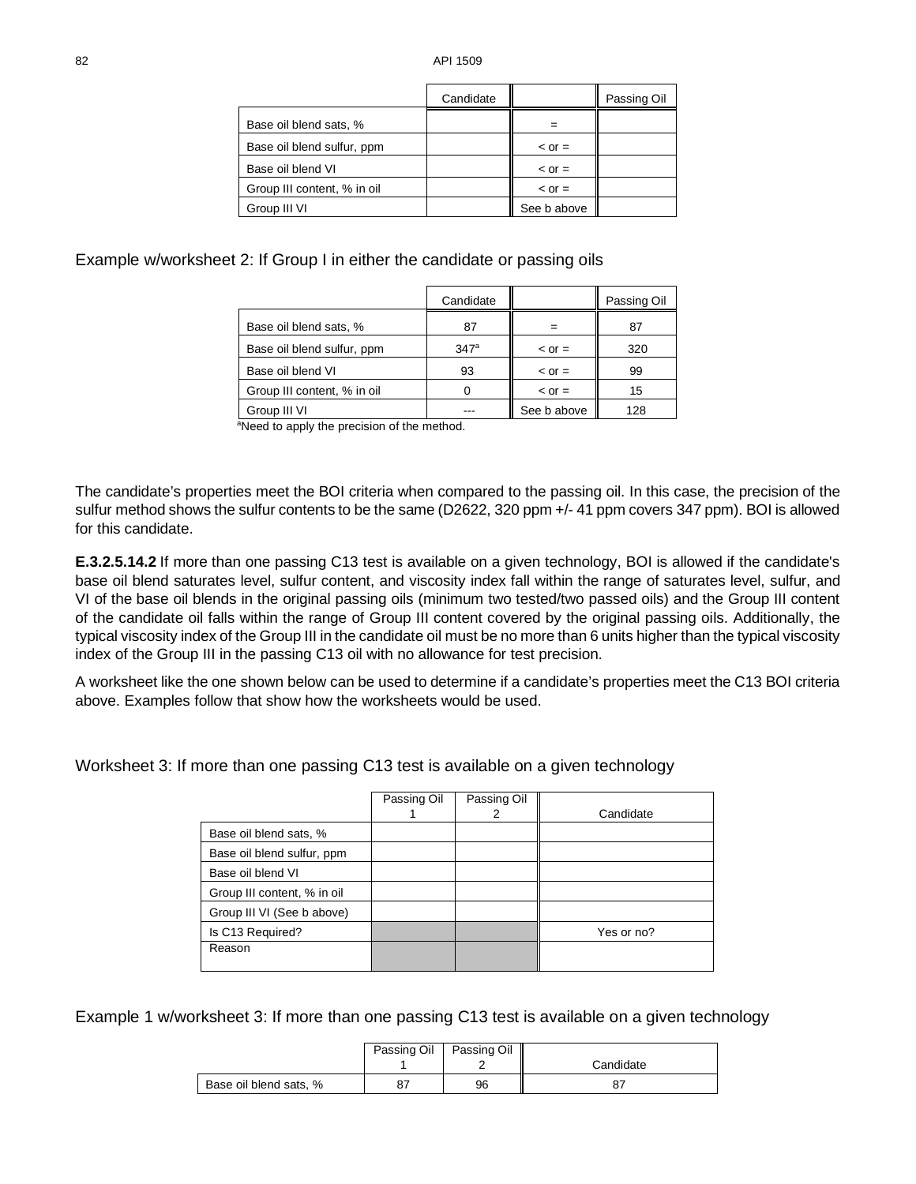| | Candidate | | Passing Oil |
|---|---|---|---|
| Base oil blend sats, % | | = | |
| Base oil blend sulfur, ppm | | < or = | |
| Base oil blend VI | | < or = | |
| Group III content, % in oil | | < or = | |
| Group III VI | | See b above | |

Example w/worksheet 2: If Group I in either the candidate or passing oils

| | Candidate | | Passing Oil |
|---|---|---|---|
| Base oil blend sats, % | 87 | = | 87 |
| Base oil blend sulfur, ppm | 347[a] | < or = | 320 |
| Base oil blend VI | 93 | < or = | 99 |
| Group III content, % in oil | 0 | < or = | 15 |
| Group III VI | --- | See b above | 128 |

[a]Need to apply the precision of the method.

The candidate's properties meet the BOI criteria when compared to the passing oil. In this case, the precision of the sulfur method shows the sulfur contents to be the same (D2622, 320 ppm +/- 41 ppm covers 347 ppm). BOI is allowed for this candidate.

**E.3.2.5.14.2** If more than one passing C13 test is available on a given technology, BOI is allowed if the candidate's base oil blend saturates level, sulfur content, and viscosity index fall within the range of saturates level, sulfur, and VI of the base oil blends in the original passing oils (minimum two tested/two passed oils) and the Group III content of the candidate oil falls within the range of Group III content covered by the original passing oils. Additionally, the typical viscosity index of the Group III in the candidate oil must be no more than 6 units higher than the typical viscosity index of the Group III in the passing C13 oil with no allowance for test precision.

A worksheet like the one shown below can be used to determine if a candidate's properties meet the C13 BOI criteria above. Examples follow that show how the worksheets would be used.

Worksheet 3: If more than one passing C13 test is available on a given technology

| | Passing Oil 1 | Passing Oil 2 | Candidate |
|---|---|---|---|
| Base oil blend sats, % | | | |
| Base oil blend sulfur, ppm | | | |
| Base oil blend VI | | | |
| Group III content, % in oil | | | |
| Group III VI (See b above) | | | |
| Is C13 Required? | | | Yes or no? |
| Reason | | | |

Example 1 w/worksheet 3: If more than one passing C13 test is available on a given technology

| | Passing Oil 1 | Passing Oil 2 | Candidate |
|---|---|---|---|
| Base oil blend sats, % | 87 | 96 | 87 |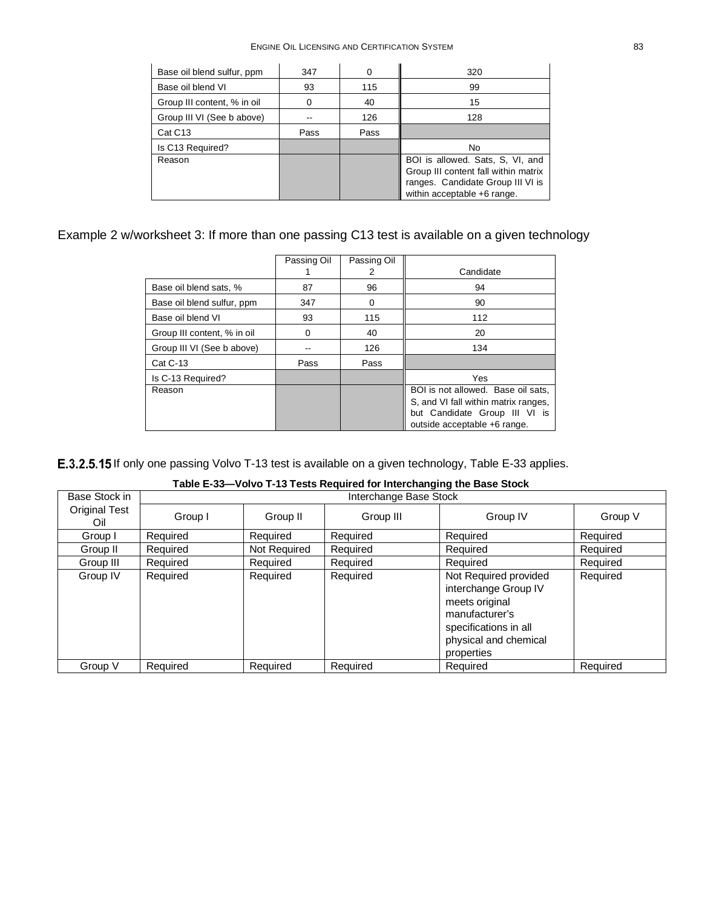| | | | |
|---|---|---|---|
| Base oil blend sulfur, ppm | 347 | 0 | 320 |
| Base oil blend VI | 93 | 115 | 99 |
| Group III content, % in oil | 0 | 40 | 15 |
| Group III VI (See b above) | -- | 126 | 128 |
| Cat C13 | Pass | Pass | |
| Is C13 Required? | | | No |
| Reason | | | BOI is allowed. Sats, S, VI, and Group III content fall within matrix ranges. Candidate Group III VI is within acceptable +6 range. |

Example 2 w/worksheet 3: If more than one passing C13 test is available on a given technology

| | Passing Oil 1 | Passing Oil 2 | Candidate |
|---|---|---|---|
| Base oil blend sats, % | 87 | 96 | 94 |
| Base oil blend sulfur, ppm | 347 | 0 | 90 |
| Base oil blend VI | 93 | 115 | 112 |
| Group III content, % in oil | 0 | 40 | 20 |
| Group III VI (See b above) | -- | 126 | 134 |
| Cat C-13 | Pass | Pass | |
| Is C-13 Required? | | | Yes |
| Reason | | | BOI is not allowed. Base oil sats, S, and VI fall within matrix ranges, but Candidate Group III VI is outside acceptable +6 range. |

**E.3.2.5.15** If only one passing Volvo T-13 test is available on a given technology, Table E-33 applies.

**Table E-33—Volvo T-13 Tests Required for Interchanging the Base Stock**

| Base Stock in Original Test Oil | Interchange Base Stock | | | | |
|---|---|---|---|---|---|
| | Group I | Group II | Group III | Group IV | Group V |
| Group I | Required | Required | Required | Required | Required |
| Group II | Required | Not Required | Required | Required | Required |
| Group III | Required | Required | Required | Required | Required |
| Group IV | Required | Required | Required | Not Required provided interchange Group IV meets original manufacturer's specifications in all physical and chemical properties | Required |
| Group V | Required | Required | Required | Required | Required |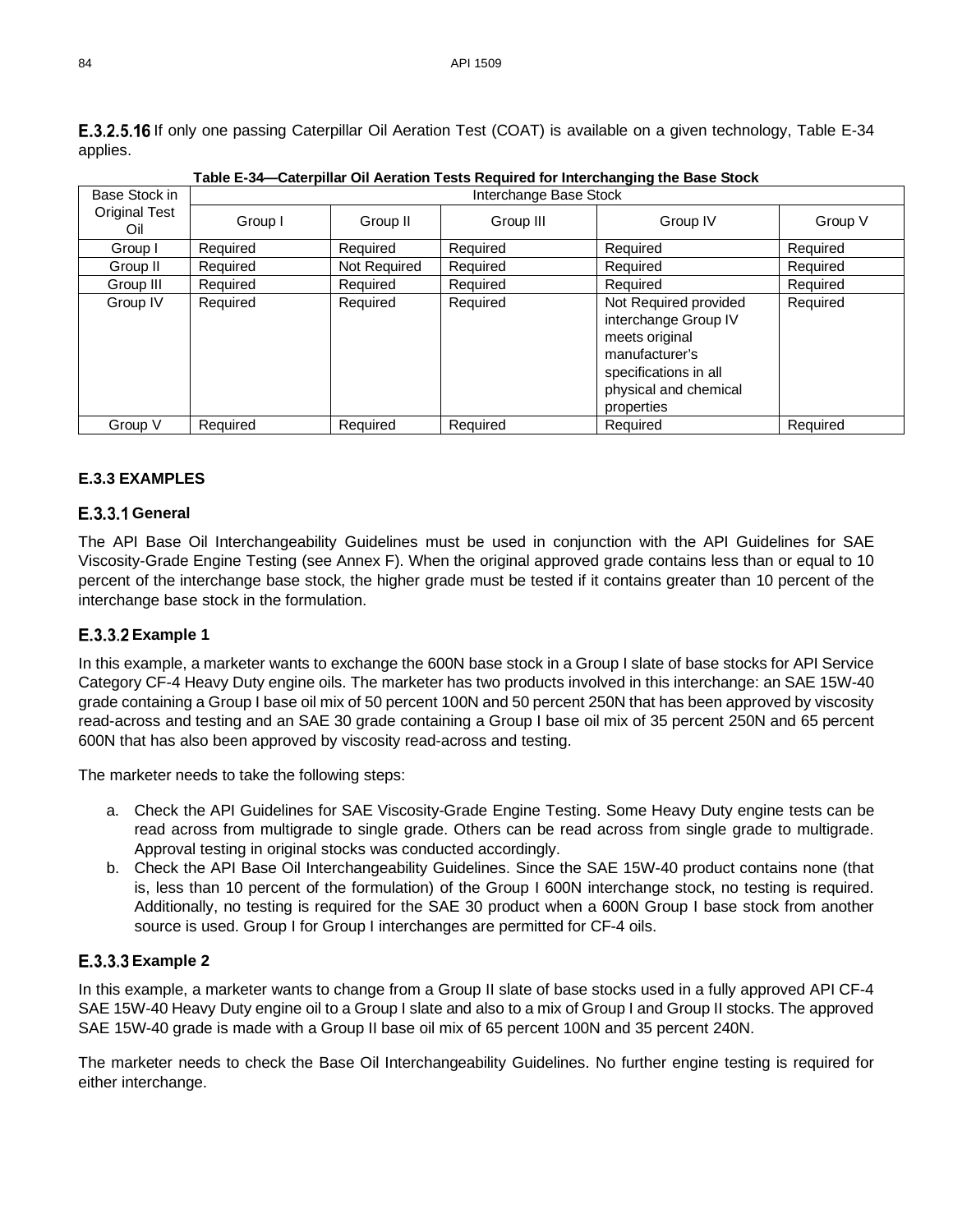**E.3.2.5.16** If only one passing Caterpillar Oil Aeration Test (COAT) is available on a given technology, Table E-34 applies.

**Table E-34—Caterpillar Oil Aeration Tests Required for Interchanging the Base Stock**

| Base Stock in Original Test Oil | Interchange Base Stock | | | | |
|---|---|---|---|---|---|
| | Group I | Group II | Group III | Group IV | Group V |
| Group I | Required | Required | Required | Required | Required |
| Group II | Required | Not Required | Required | Required | Required |
| Group III | Required | Required | Required | Required | Required |
| Group IV | Required | Required | Required | Not Required provided interchange Group IV meets original manufacturer's specifications in all physical and chemical properties | Required |
| Group V | Required | Required | Required | Required | Required |

## E.3.3 EXAMPLES

### E.3.3.1 General

The API Base Oil Interchangeability Guidelines must be used in conjunction with the API Guidelines for SAE Viscosity-Grade Engine Testing (see Annex F). When the original approved grade contains less than or equal to 10 percent of the interchange base stock, the higher grade must be tested if it contains greater than 10 percent of the interchange base stock in the formulation.

### E.3.3.2 Example 1

In this example, a marketer wants to exchange the 600N base stock in a Group I slate of base stocks for API Service Category CF-4 Heavy Duty engine oils. The marketer has two products involved in this interchange: an SAE 15W-40 grade containing a Group I base oil mix of 50 percent 100N and 50 percent 250N that has been approved by viscosity read-across and testing and an SAE 30 grade containing a Group I base oil mix of 35 percent 250N and 65 percent 600N that has also been approved by viscosity read-across and testing.

The marketer needs to take the following steps:

a. Check the API Guidelines for SAE Viscosity-Grade Engine Testing. Some Heavy Duty engine tests can be read across from multigrade to single grade. Others can be read across from single grade to multigrade. Approval testing in original stocks was conducted accordingly.

b. Check the API Base Oil Interchangeability Guidelines. Since the SAE 15W-40 product contains none (that is, less than 10 percent of the formulation) of the Group I 600N interchange stock, no testing is required. Additionally, no testing is required for the SAE 30 product when a 600N Group I base stock from another source is used. Group I for Group I interchanges are permitted for CF-4 oils.

### E.3.3.3 Example 2

In this example, a marketer wants to change from a Group II slate of base stocks used in a fully approved API CF-4 SAE 15W-40 Heavy Duty engine oil to a Group I slate and also to a mix of Group I and Group II stocks. The approved SAE 15W-40 grade is made with a Group II base oil mix of 65 percent 100N and 35 percent 240N.

The marketer needs to check the Base Oil Interchangeability Guidelines. No further engine testing is required for either interchange.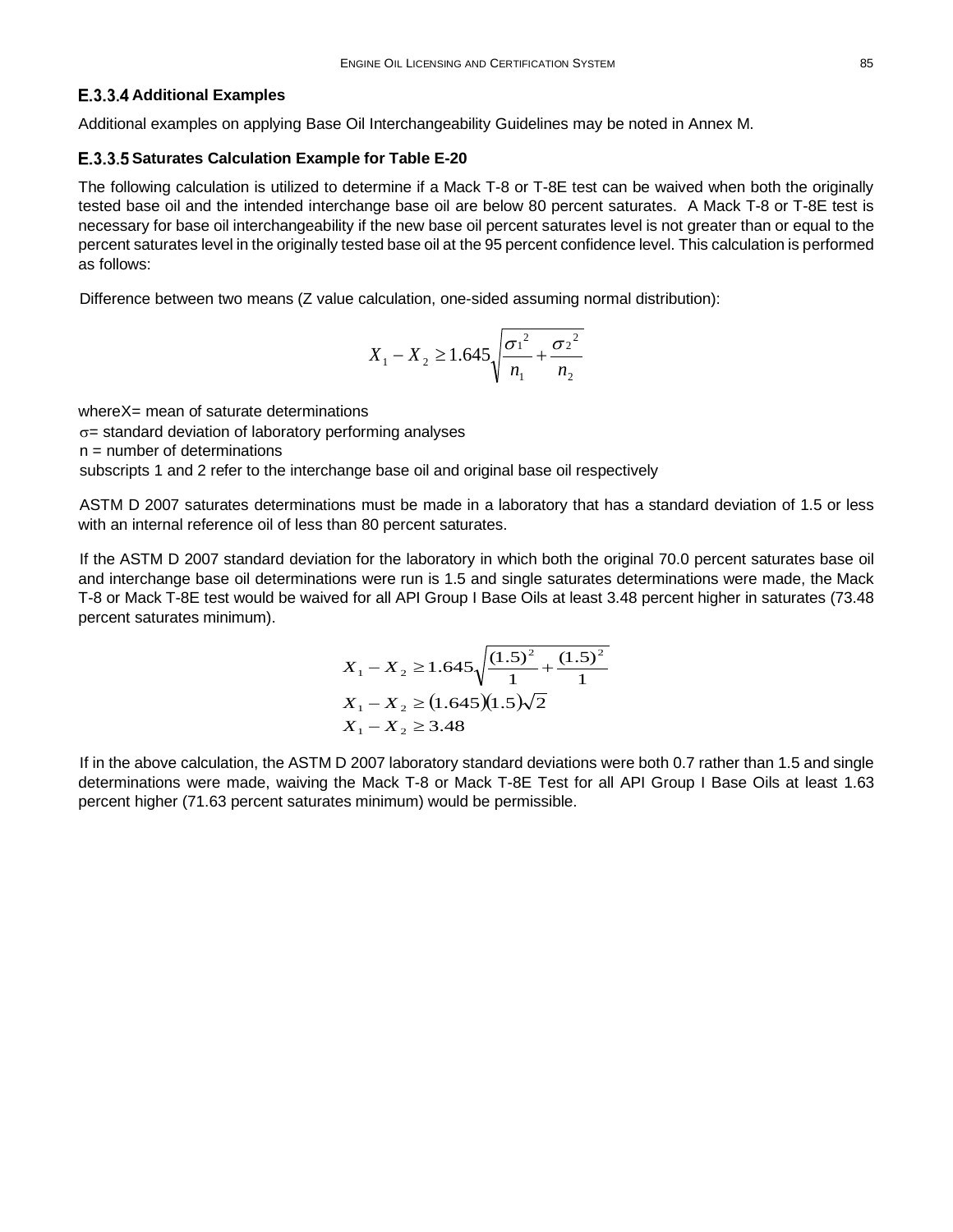### E.3.3.4 Additional Examples

Additional examples on applying Base Oil Interchangeability Guidelines may be noted in Annex M.

### E.3.3.5 Saturates Calculation Example for Table E-20

The following calculation is utilized to determine if a Mack T-8 or T-8E test can be waived when both the originally tested base oil and the intended interchange base oil are below 80 percent saturates. A Mack T-8 or T-8E test is necessary for base oil interchangeability if the new base oil percent saturates level is not greater than or equal to the percent saturates level in the originally tested base oil at the 95 percent confidence level. This calculation is performed as follows:

Difference between two means (Z value calculation, one-sided assuming normal distribution):

$$X_1 - X_2 \geq 1.645\sqrt{\frac{{\sigma_1}^2}{n_1} + \frac{{\sigma_2}^2}{n_2}}$$

whereX= mean of saturate determinations

$\sigma$= standard deviation of laboratory performing analyses

n = number of determinations

subscripts 1 and 2 refer to the interchange base oil and original base oil respectively

ASTM D 2007 saturates determinations must be made in a laboratory that has a standard deviation of 1.5 or less with an internal reference oil of less than 80 percent saturates.

If the ASTM D 2007 standard deviation for the laboratory in which both the original 70.0 percent saturates base oil and interchange base oil determinations were run is 1.5 and single saturates determinations were made, the Mack T-8 or Mack T-8E test would be waived for all API Group I Base Oils at least 3.48 percent higher in saturates (73.48 percent saturates minimum).

$$X_1 - X_2 \geq 1.645\sqrt{\frac{(1.5)^2}{1} + \frac{(1.5)^2}{1}}$$

$$X_1 - X_2 \geq (1.645)(1.5)\sqrt{2}$$

$$X_1 - X_2 \geq 3.48$$

If in the above calculation, the ASTM D 2007 laboratory standard deviations were both 0.7 rather than 1.5 and single determinations were made, waiving the Mack T-8 or Mack T-8E Test for all API Group I Base Oils at least 1.63 percent higher (71.63 percent saturates minimum) would be permissible.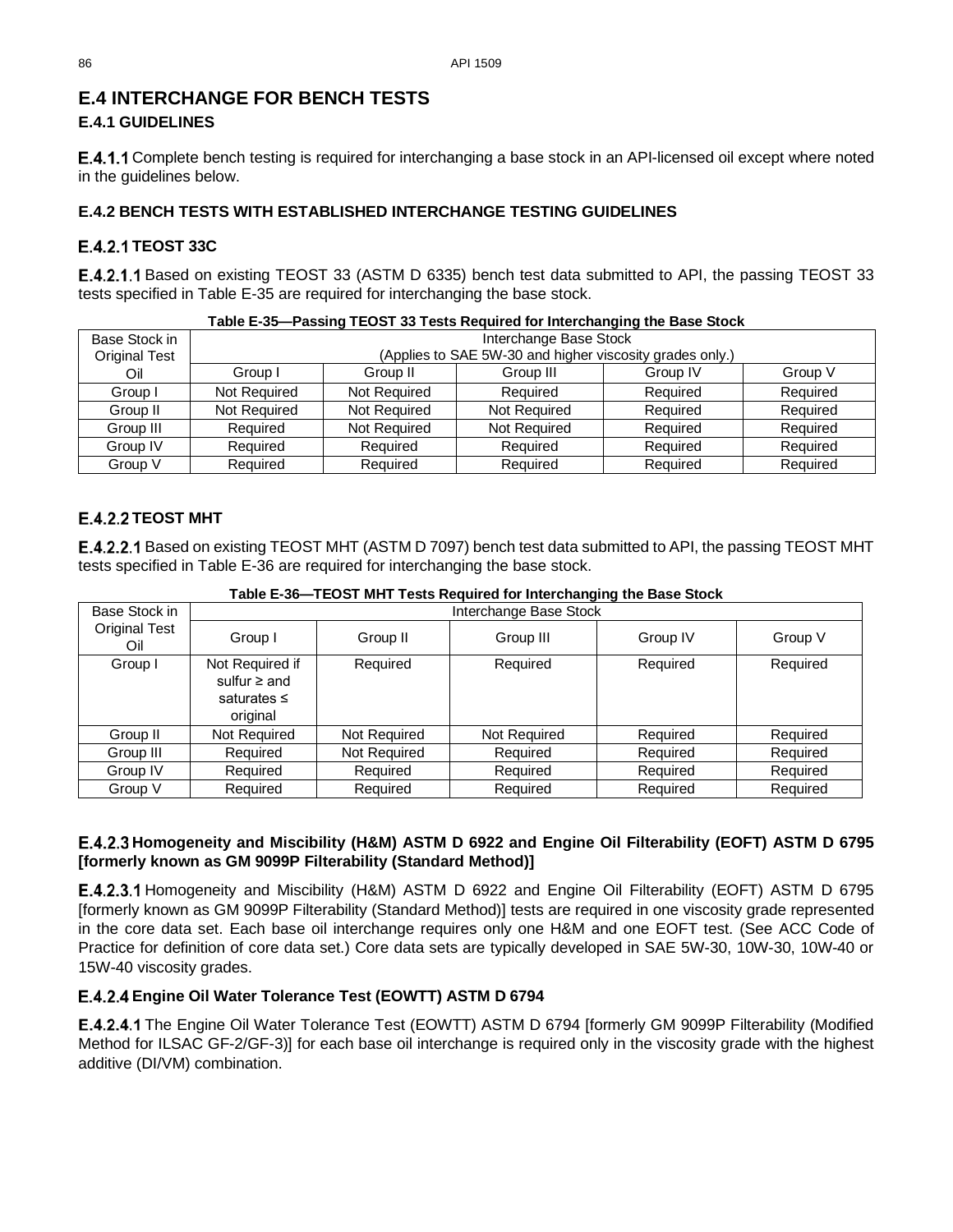# E.4 INTERCHANGE FOR BENCH TESTS

## E.4.1 GUIDELINES

**E.4.1.1** Complete bench testing is required for interchanging a base stock in an API-licensed oil except where noted in the guidelines below.

## E.4.2 BENCH TESTS WITH ESTABLISHED INTERCHANGE TESTING GUIDELINES

### E.4.2.1 TEOST 33C

**E.4.2.1.1** Based on existing TEOST 33 (ASTM D 6335) bench test data submitted to API, the passing TEOST 33 tests specified in Table E-35 are required for interchanging the base stock.

**Table E-35—Passing TEOST 33 Tests Required for Interchanging the Base Stock**

| Base Stock in Original Test Oil | Interchange Base Stock (Applies to SAE 5W-30 and higher viscosity grades only.) | | | | |
|---|---|---|---|---|---|
| | Group I | Group II | Group III | Group IV | Group V |
| Group I | Not Required | Not Required | Required | Required | Required |
| Group II | Not Required | Not Required | Not Required | Required | Required |
| Group III | Required | Not Required | Not Required | Required | Required |
| Group IV | Required | Required | Required | Required | Required |
| Group V | Required | Required | Required | Required | Required |

### E.4.2.2 TEOST MHT

**E.4.2.2.1** Based on existing TEOST MHT (ASTM D 7097) bench test data submitted to API, the passing TEOST MHT tests specified in Table E-36 are required for interchanging the base stock.

**Table E-36—TEOST MHT Tests Required for Interchanging the Base Stock**

| Base Stock in Original Test Oil | Interchange Base Stock | | | | |
|---|---|---|---|---|---|
| | Group I | Group II | Group III | Group IV | Group V |
| Group I | Not Required if sulfur ≥ and saturates ≤ original | Required | Required | Required | Required |
| Group II | Not Required | Not Required | Not Required | Required | Required |
| Group III | Required | Not Required | Required | Required | Required |
| Group IV | Required | Required | Required | Required | Required |
| Group V | Required | Required | Required | Required | Required |

### E.4.2.3 Homogeneity and Miscibility (H&M) ASTM D 6922 and Engine Oil Filterability (EOFT) ASTM D 6795 [formerly known as GM 9099P Filterability (Standard Method)]

**E.4.2.3.1** Homogeneity and Miscibility (H&M) ASTM D 6922 and Engine Oil Filterability (EOFT) ASTM D 6795 [formerly known as GM 9099P Filterability (Standard Method)] tests are required in one viscosity grade represented in the core data set. Each base oil interchange requires only one H&M and one EOFT test. (See ACC Code of Practice for definition of core data set.) Core data sets are typically developed in SAE 5W-30, 10W-30, 10W-40 or 15W-40 viscosity grades.

### E.4.2.4 Engine Oil Water Tolerance Test (EOWTT) ASTM D 6794

**E.4.2.4.1** The Engine Oil Water Tolerance Test (EOWTT) ASTM D 6794 [formerly GM 9099P Filterability (Modified Method for ILSAC GF-2/GF-3)] for each base oil interchange is required only in the viscosity grade with the highest additive (DI/VM) combination.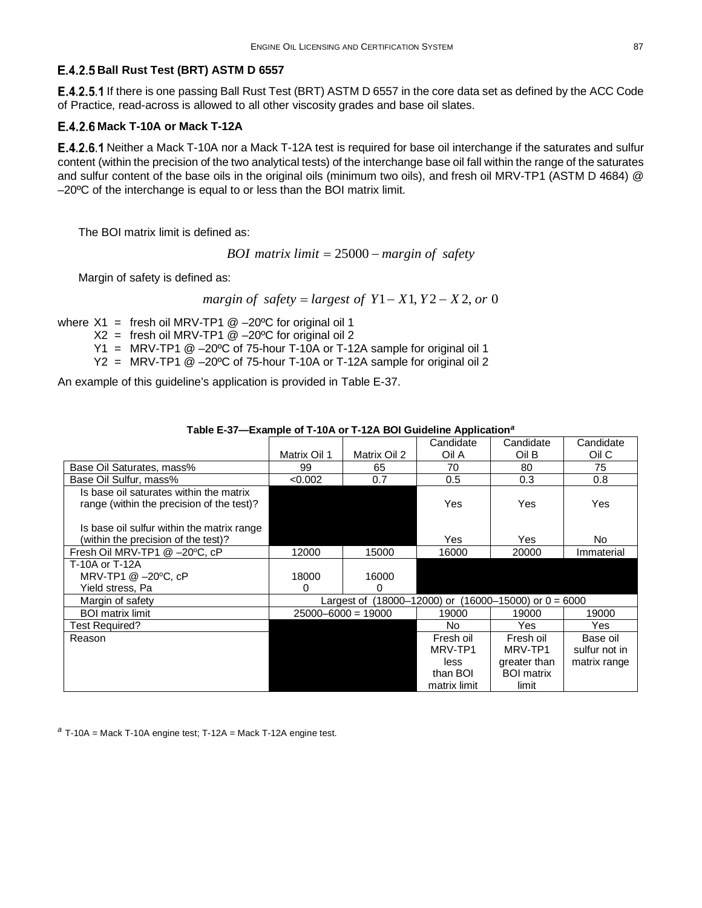### E.4.2.5 Ball Rust Test (BRT) ASTM D 6557

**E.4.2.5.1** If there is one passing Ball Rust Test (BRT) ASTM D 6557 in the core data set as defined by the ACC Code of Practice, read-across is allowed to all other viscosity grades and base oil slates.

### E.4.2.6 Mack T-10A or Mack T-12A

**E.4.2.6.1** Neither a Mack T-10A nor a Mack T-12A test is required for base oil interchange if the saturates and sulfur content (within the precision of the two analytical tests) of the interchange base oil fall within the range of the saturates and sulfur content of the base oils in the original oils (minimum two oils), and fresh oil MRV-TP1 (ASTM D 4684) @ –20ºC of the interchange is equal to or less than the BOI matrix limit.

The BOI matrix limit is defined as:

$$BOI\ matrix\ limit = 25000 - margin\ of\ \ safety$$

Margin of safety is defined as:

$$margin\ of\ \ safety = largest\ of\ \ Y1 - X1, Y2 - X2, or\ 0$$

where $X1$ = fresh oil MRV-TP1 @ –20ºC for original oil 1
$X2$ = fresh oil MRV-TP1 @ –20ºC for original oil 2
$Y1$ = MRV-TP1 @ –20ºC of 75-hour T-10A or T-12A sample for original oil 1
$Y2$ = MRV-TP1 @ –20ºC of 75-hour T-10A or T-12A sample for original oil 2

An example of this guideline's application is provided in Table E-37.

**Table E-37—Example of T-10A or T-12A BOI Guideline Application[a]**

| | Matrix Oil 1 | Matrix Oil 2 | Candidate Oil A | Candidate Oil B | Candidate Oil C |
|---|---|---|---|---|---|
| Base Oil Saturates, mass% | 99 | 65 | 70 | 80 | 75 |
| Base Oil Sulfur, mass% | <0.002 | 0.7 | 0.5 | 0.3 | 0.8 |
| Is base oil saturates within the matrix range (within the precision of the test)? | | | Yes | Yes | Yes |
| Is base oil sulfur within the matrix range (within the precision of the test)? | | | Yes | Yes | No |
| Fresh Oil MRV-TP1 @ –20ºC, cP | 12000 | 15000 | 16000 | 20000 | Immaterial |
| T-10A or T-12A MRV-TP1 @ –20ºC, cP | 18000 | 16000 | | | |
| Yield stress, Pa | 0 | 0 | | | |
| Margin of safety | Largest of (18000–12000) or (16000–15000) or 0 = 6000 | | | | |
| BOI matrix limit | 25000–6000 = 19000 | | 19000 | 19000 | 19000 |
| Test Required? | | | No | Yes | Yes |
| Reason | | | Fresh oil MRV-TP1 less than BOI matrix limit | Fresh oil MRV-TP1 greater than BOI matrix limit | Base oil sulfur not in matrix range |

[a] T-10A = Mack T-10A engine test; T-12A = Mack T-12A engine test.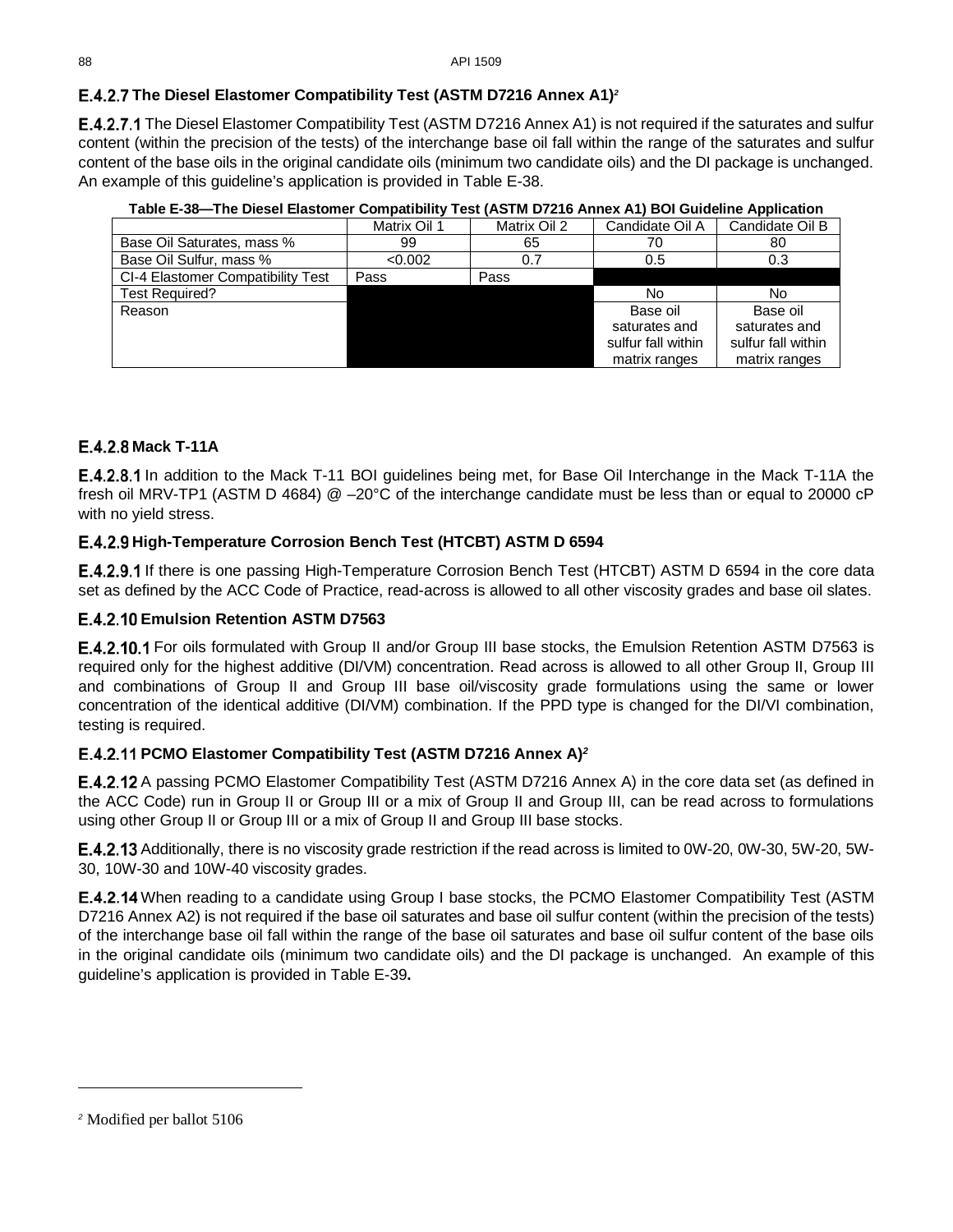### E.4.2.7 The Diesel Elastomer Compatibility Test (ASTM D7216 Annex A1)[2]

**E.4.2.7.1** The Diesel Elastomer Compatibility Test (ASTM D7216 Annex A1) is not required if the saturates and sulfur content (within the precision of the tests) of the interchange base oil fall within the range of the saturates and sulfur content of the base oils in the original candidate oils (minimum two candidate oils) and the DI package is unchanged. An example of this guideline's application is provided in Table E-38.

**Table E-38—The Diesel Elastomer Compatibility Test (ASTM D7216 Annex A1) BOI Guideline Application**

| | Matrix Oil 1 | Matrix Oil 2 | Candidate Oil A | Candidate Oil B |
|---|---|---|---|---|
| Base Oil Saturates, mass % | 99 | 65 | 70 | 80 |
| Base Oil Sulfur, mass % | <0.002 | 0.7 | 0.5 | 0.3 |
| CI-4 Elastomer Compatibility Test | Pass | Pass | | |
| Test Required? | | | No | No |
| Reason | | | Base oil saturates and sulfur fall within matrix ranges | Base oil saturates and sulfur fall within matrix ranges |

### E.4.2.8 Mack T-11A

**E.4.2.8.1** In addition to the Mack T-11 BOI guidelines being met, for Base Oil Interchange in the Mack T-11A the fresh oil MRV-TP1 (ASTM D 4684) @ –20°C of the interchange candidate must be less than or equal to 20000 cP with no yield stress.

### E.4.2.9 High-Temperature Corrosion Bench Test (HTCBT) ASTM D 6594

**E.4.2.9.1** If there is one passing High-Temperature Corrosion Bench Test (HTCBT) ASTM D 6594 in the core data set as defined by the ACC Code of Practice, read-across is allowed to all other viscosity grades and base oil slates.

### E.4.2.10 Emulsion Retention ASTM D7563

**E.4.2.10.1** For oils formulated with Group II and/or Group III base stocks, the Emulsion Retention ASTM D7563 is required only for the highest additive (DI/VM) concentration. Read across is allowed to all other Group II, Group III and combinations of Group II and Group III base oil/viscosity grade formulations using the same or lower concentration of the identical additive (DI/VM) combination. If the PPD type is changed for the DI/VI combination, testing is required.

### E.4.2.11 PCMO Elastomer Compatibility Test (ASTM D7216 Annex A)[2]

**E.4.2.12** A passing PCMO Elastomer Compatibility Test (ASTM D7216 Annex A) in the core data set (as defined in the ACC Code) run in Group II or Group III or a mix of Group II and Group III, can be read across to formulations using other Group II or Group III or a mix of Group II and Group III base stocks.

**E.4.2.13** Additionally, there is no viscosity grade restriction if the read across is limited to 0W-20, 0W-30, 5W-20, 5W-30, 10W-30 and 10W-40 viscosity grades.

**E.4.2.14** When reading to a candidate using Group I base stocks, the PCMO Elastomer Compatibility Test (ASTM D7216 Annex A2) is not required if the base oil saturates and base oil sulfur content (within the precision of the tests) of the interchange base oil fall within the range of the base oil saturates and base oil sulfur content of the base oils in the original candidate oils (minimum two candidate oils) and the DI package is unchanged. An example of this guideline's application is provided in Table E-39**.**

[2] Modified per ballot 5106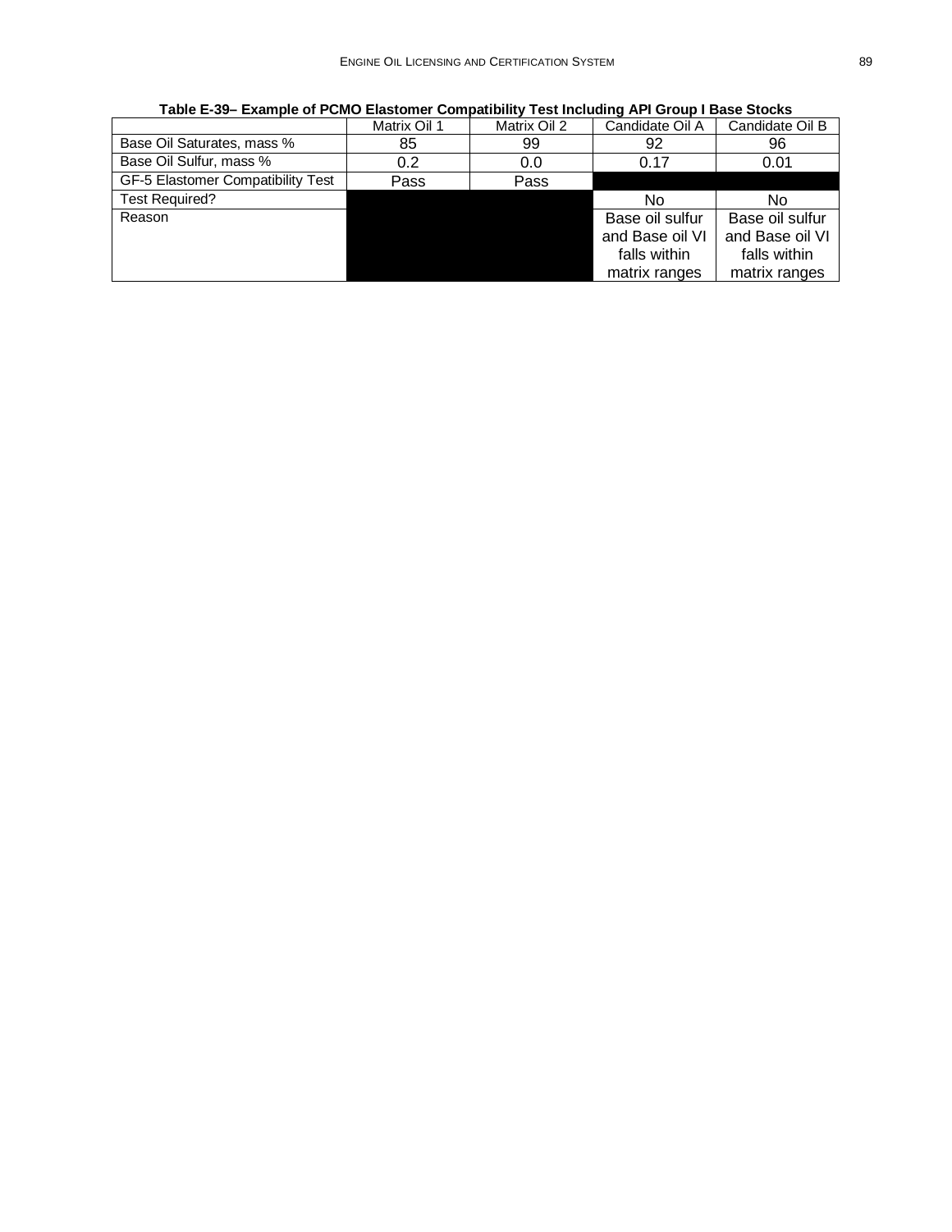**Table E-39– Example of PCMO Elastomer Compatibility Test Including API Group I Base Stocks**

| | Matrix Oil 1 | Matrix Oil 2 | Candidate Oil A | Candidate Oil B |
|---|---|---|---|---|
| Base Oil Saturates, mass % | 85 | 99 | 92 | 96 |
| Base Oil Sulfur, mass % | 0.2 | 0.0 | 0.17 | 0.01 |
| GF-5 Elastomer Compatibility Test | Pass | Pass | | |
| Test Required? | | | No | No |
| Reason | | | Base oil sulfur and Base oil VI falls within matrix ranges | Base oil sulfur and Base oil VI falls within matrix ranges |